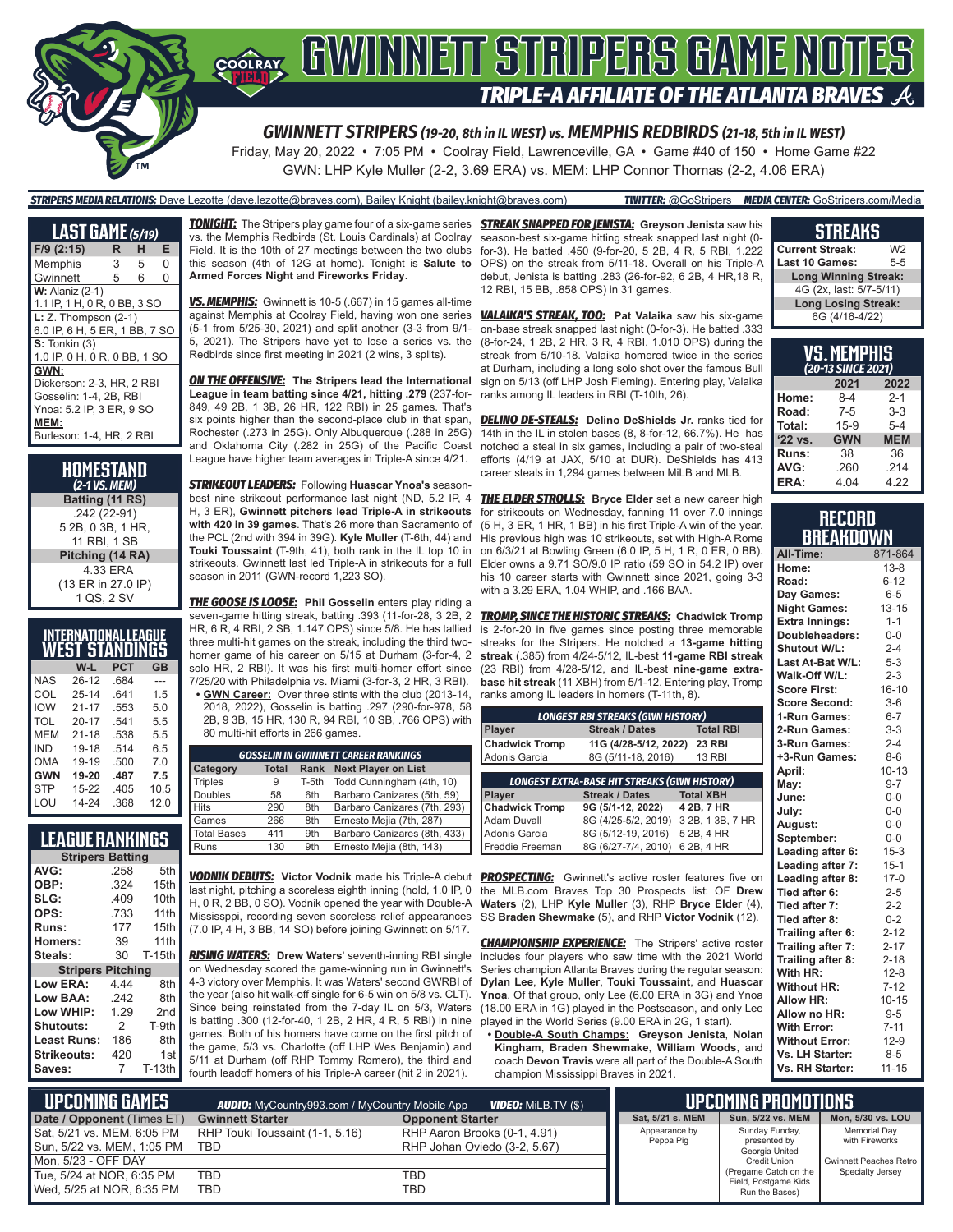# GWINNETT STRIPERS GAME NOTES

## TRIPLE-A AFFILIATE OF THE ATLANTA BRAVES

### GWINNETT STRIPERS (19-20, 8th in IL WEST) vs. MEMPHIS REDBIRDS (21-18, 5th in IL WEST)

Friday, May 20, 2022 • 7:05 PM • Coolray Field, Lawrenceville, GA • Game #40 of 150 • Home Game #22

GWN: LHP Kyle Muller (2-2, 3.69 ERA) vs. MEM: LHP Connor Thomas (2-2, 4.06 ERA)

**STRIPERS MEDIA RELATIONS:** Dave Lezotte (dave.lezotte@braves.com), Bailey Knight (bailey.knight@braves.com) **TWITTER:** @GoStripers **MEDIA CENTER:** GoStripers.com/Media

## LAST GAME (5/19)

| F/9 (2:15) | R | H | E |
|---|---|---|---|
| Memphis | 3 | 5 | 0 |
| Gwinnett | 5 | 6 | 0 |

**W:** Alaniz (2-1)
1.1 IP, 1 H, 0 R, 0 BB, 3 SO

**L:** Z. Thompson (2-1)
6.0 IP, 6 H, 5 ER, 1 BB, 7 SO

**S:** Tonkin (3)
1.0 IP, 0 H, 0 R, 0 BB, 1 SO

**GWN:**
Dickerson: 2-3, HR, 2 RBI
Gosselin: 1-4, 2B, RBI
Ynoa: 5.2 IP, 3 ER, 9 SO

**MEM:**
Burleson: 1-4, HR, 2 RBI

## HOMESTAND (2-1 VS. MEM)

**Batting (11 RS)**
.242 (22-91)
5 2B, 0 3B, 1 HR,
11 RBI, 1 SB

**Pitching (14 RA)**
4.33 ERA
(13 ER in 27.0 IP)
1 QS, 2 SV

## INTERNATIONAL LEAGUE WEST STANDINGS

| | W-L | PCT | GB |
|---|---|---|---|
| NAS | 26-12 | .684 | --- |
| COL | 25-14 | .641 | 1.5 |
| IOW | 21-17 | .553 | 5.0 |
| TOL | 20-17 | .541 | 5.5 |
| MEM | 21-18 | .538 | 5.5 |
| IND | 19-18 | .514 | 6.5 |
| OMA | 19-19 | .500 | 7.0 |
| **GWN** | **19-20** | **.487** | **7.5** |
| STP | 15-22 | .405 | 10.5 |
| LOU | 14-24 | .368 | 12.0 |

## LEAGUE RANKINGS

| Stripers Batting | | |
|---|---|---|
| AVG: | .258 | 5th |
| OBP: | .324 | 15th |
| SLG: | .409 | 10th |
| OPS: | .733 | 11th |
| Runs: | 177 | 15th |
| Homers: | 39 | 11th |
| Steals: | 30 | T-15th |
| **Stripers Pitching** | | |
| Low ERA: | 4.44 | 8th |
| Low BAA: | .242 | 8th |
| Low WHIP: | 1.29 | 2nd |
| Shutouts: | 2 | T-9th |
| Least Runs: | 186 | 8th |
| Strikeouts: | 420 | 1st |
| Saves: | 7 | T-13th |

**TONIGHT:** The Stripers play game four of a six-game series vs. the Memphis Redbirds (St. Louis Cardinals) at Coolray Field. It is the 10th of 27 meetings between the two clubs this season (4th of 12G at home). Tonight is **Salute to Armed Forces Night** and **Fireworks Friday**.

**VS. MEMPHIS:** Gwinnett is 10-5 (.667) in 15 games all-time against Memphis at Coolray Field, having won one series (5-1 from 5/25-30, 2021) and split another (3-3 from 9/1-5, 2021). The Stripers have yet to lose a series vs. the Redbirds since first meeting in 2021 (2 wins, 3 splits).

**ON THE OFFENSIVE: The Stripers lead the International League in team batting since 4/21, hitting .279** (237-for-849, 49 2B, 1 3B, 26 HR, 122 RBI) in 25 games. That's six points higher than the second-place club in that span, Rochester (.273 in 25G). Only Albuquerque (.288 in 25G) and Oklahoma City (.282 in 25G) of the Pacific Coast League have higher team averages in Triple-A since 4/21.

**STRIKEOUT LEADERS:** Following **Huascar Ynoa's** season-best nine strikeout performance last night (ND, 5.2 IP, 4 H, 3 ER), **Gwinnett pitchers lead Triple-A in strikeouts with 420 in 39 games**. That's 26 more than Sacramento of the PCL (2nd with 394 in 39G). **Kyle Muller** (T-6th, 44) and **Touki Toussaint** (T-9th, 41), both rank in the IL top 10 in strikeouts. Gwinnett last led Triple-A in strikeouts for a full season in 2011 (GWN-record 1,223 SO).

**THE GOOSE IS LOOSE: Phil Gosselin** enters play riding a seven-game hitting streak, batting .393 (11-for-28, 3 2B, 2 HR, 6 R, 4 RBI, 2 SB, 1.147 OPS) since 5/8. He has tallied three multi-hit games on the streak, including the third two-homer game of his career on 5/15 at Durham (3-for-4, 2 solo HR, 2 RBI). It was his first multi-homer effort since 7/25/20 with Philadelphia vs. Miami (3-for-3, 2 HR, 3 RBI).

- **GWN Career:** Over three stints with the club (2013-14, 2018, 2022), Gosselin is batting .297 (290-for-978, 58 2B, 9 3B, 15 HR, 130 R, 94 RBI, 10 SB, .766 OPS) with 80 multi-hit efforts in 266 games.

| GOSSELIN IN GWINNETT CAREER RANKINGS | | | |
|---|---|---|---|
| **Category** | **Total** | **Rank** | **Next Player on List** |
| Triples | 9 | T-5th | Todd Cunningham (4th, 10) |
| Doubles | 58 | 6th | Barbaro Canizares (5th, 59) |
| Hits | 290 | 8th | Barbaro Canizares (7th, 293) |
| Games | 266 | 8th | Ernesto Mejia (7th, 287) |
| Total Bases | 411 | 9th | Barbaro Canizares (8th, 433) |
| Runs | 130 | 9th | Ernesto Mejia (8th, 143) |

**VODNIK DEBUTS: Victor Vodnik** made his Triple-A debut last night, pitching a scoreless eighth inning (hold, 1.0 IP, 0 H, 0 R, 2 BB, 0 SO). Vodnik opened the year with Double-A Mississippi, recording seven scoreless relief appearances (7.0 IP, 4 H, 3 BB, 14 SO) before joining Gwinnett on 5/17.

**RISING WATERS: Drew Waters'** seventh-inning RBI single on Wednesday scored the game-winning run in Gwinnett's 4-3 victory over Memphis. It was Waters' second GWRBI of the year (also hit walk-off single for 6-5 win on 5/8 vs. CLT). Since being reinstated from the 7-day IL on 5/3, Waters is batting .300 (12-for-40, 1 2B, 2 HR, 4 R, 5 RBI) in nine games. Both of his homers have come on the first pitch of the game, 5/3 vs. Charlotte (off LHP Wes Benjamin) and 5/11 at Durham (off RHP Tommy Romero), the third and fourth leadoff homers of his Triple-A career (hit 2 in 2021).

**STREAK SNAPPED FOR JENISTA: Greyson Jenista** saw his season-best six-game hitting streak snapped last night (0-for-3). He batted .450 (9-for-20, 5 2B, 4 R, 5 RBI, 1.222 OPS) on the streak from 5/11-18. Overall on his Triple-A debut, Jenista is batting .283 (26-for-92, 6 2B, 4 HR,18 R, 12 RBI, 15 BB, .858 OPS) in 31 games.

**VALAIKA'S STREAK, TOO: Pat Valaika** saw his six-game on-base streak snapped last night (0-for-3). He batted .333 (8-for-24, 1 2B, 2 HR, 3 R, 4 RBI, 1.010 OPS) during the streak from 5/10-18. Valaika homered twice in the series at Durham, including a long solo shot over the famous Bull sign on 5/13 (off LHP Josh Fleming). Entering play, Valaika ranks among IL leaders in RBI (T-10th, 26).

**DELINO DE-STEALS: Delino DeShields Jr.** ranks tied for 14th in the IL in stolen bases (8, 8-for-12, 66.7%). He has notched a steal in six games, including a pair of two-steal efforts (4/19 at JAX, 5/10 at DUR). DeShields has 413 career steals in 1,294 games between MiLB and MLB.

**THE ELDER STROLLS: Bryce Elder** set a new career high for strikeouts on Wednesday, fanning 11 over 7.0 innings (5 H, 3 ER, 1 HR, 1 BB) in his first Triple-A win of the year. His previous high was 10 strikeouts, set with High-A Rome on 6/3/21 at Bowling Green (6.0 IP, 5 H, 1 R, 0 ER, 0 BB). Elder owns a 9.71 SO/9.0 IP ratio (59 SO in 54.2 IP) over his 10 career starts with Gwinnett since 2021, going 3-3 with a 3.29 ERA, 1.04 WHIP, and .166 BAA.

**TROMP, SINCE THE HISTORIC STREAKS: Chadwick Tromp** is 2-for-20 in five games since posting three memorable streaks for the Stripers. He notched a **13-game hitting streak** (.385) from 4/24-5/12, IL-best **11-game RBI streak** (23 RBI) from 4/28-5/12, and IL-best **nine-game extra-base hit streak** (11 XBH) from 5/1-12. Entering play, Tromp ranks among IL leaders in homers (T-11th, 8).

| LONGEST RBI STREAKS (GWN HISTORY) | | |
|---|---|---|
| **Player** | **Streak / Dates** | **Total RBI** |
| **Chadwick Tromp** | **11G (4/28-5/12, 2022)** | **23 RBI** |
| Adonis Garcia | 8G (5/11-18, 2016) | 13 RBI |

| LONGEST EXTRA-BASE HIT STREAKS (GWN HISTORY) | | |
|---|---|---|
| **Player** | **Streak / Dates** | **Total XBH** |
| **Chadwick Tromp** | **9G (5/1-12, 2022)** | **4 2B, 7 HR** |
| Adam Duvall | 8G (4/25-5/2, 2019) | 3 2B, 1 3B, 7 HR |
| Adonis Garcia | 8G (5/12-19, 2016) | 5 2B, 4 HR |
| Freddie Freeman | 8G (6/27-7/4, 2010) | 6 2B, 4 HR |

**PROSPECTING:** Gwinnett's active roster features five on the MLB.com Braves Top 30 Prospects list: OF **Drew Waters** (2), LHP **Kyle Muller** (3), RHP **Bryce Elder** (4), SS **Braden Shewmake** (5), and RHP **Victor Vodnik** (12).

**CHAMPIONSHIP EXPERIENCE:** The Stripers' active roster includes four players who saw time with the 2021 World Series champion Atlanta Braves during the regular season: **Dylan Lee**, **Kyle Muller**, **Touki Toussaint**, and **Huascar Ynoa**. Of that group, only Lee (6.00 ERA in 3G) and Ynoa (18.00 ERA in 1G) played in the Postseason, and only Lee played in the World Series (9.00 ERA in 2G, 1 start).

- **Double-A South Champs: Greyson Jenista**, **Nolan Kingham**, **Braden Shewmake**, **William Woods**, and coach **Devon Travis** were all part of the Double-A South champion Mississippi Braves in 2021.

## STREAKS

| | |
|---|---|
| Current Streak: | W2 |
| Last 10 Games: | 5-5 |
| **Long Winning Streak:** | |
| 4G (2x, last: 5/7-5/11) | |
| **Long Losing Streak:** | |
| 6G (4/16-4/22) | |

## VS. MEMPHIS (20-13 SINCE 2021)

| | 2021 | 2022 |
|---|---|---|
| Home: | 8-4 | 2-1 |
| Road: | 7-5 | 3-3 |
| Total: | 15-9 | 5-4 |
| '22 vs. | GWN | MEM |
| Runs: | 38 | 36 |
| AVG: | .260 | .214 |
| ERA: | 4.04 | 4.22 |

## RECORD BREAKDOWN

| | |
|---|---|
| All-Time: | 871-864 |
| Home: | 13-8 |
| Road: | 6-12 |
| Day Games: | 6-5 |
| Night Games: | 13-15 |
| Extra Innings: | 1-1 |
| Doubleheaders: | 0-0 |
| Shutout W/L: | 2-4 |
| Last At-Bat W/L: | 5-3 |
| Walk-Off W/L: | 2-3 |
| Score First: | 16-10 |
| Score Second: | 3-6 |
| 1-Run Games: | 6-7 |
| 2-Run Games: | 3-3 |
| 3-Run Games: | 2-4 |
| +3-Run Games: | 8-6 |
| April: | 10-13 |
| May: | 9-7 |
| June: | 0-0 |
| July: | 0-0 |
| August: | 0-0 |
| September: | 0-0 |
| Leading after 6: | 15-3 |
| Leading after 7: | 15-1 |
| Leading after 8: | 17-0 |
| Tied after 6: | 2-5 |
| Tied after 7: | 2-2 |
| Tied after 8: | 0-2 |
| Trailing after 6: | 2-12 |
| Trailing after 7: | 2-17 |
| Trailing after 8: | 2-18 |
| With HR: | 12-8 |
| Without HR: | 7-12 |
| Allow HR: | 10-15 |
| Allow no HR: | 9-5 |
| With Error: | 7-11 |
| Without Error: | 12-9 |
| Vs. LH Starter: | 8-5 |
| Vs. RH Starter: | 11-15 |

## UPCOMING GAMES

**AUDIO:** MyCountry993.com / MyCountry Mobile App **VIDEO:** MiLB.TV ($)

| Date / Opponent (Times ET) | Gwinnett Starter | Opponent Starter |
|---|---|---|
| Sat, 5/21 vs. MEM, 6:05 PM | RHP Touki Toussaint (1-1, 5.16) | RHP Aaron Brooks (0-1, 4.91) |
| Sun, 5/22 vs. MEM, 1:05 PM | TBD | RHP Johan Oviedo (3-2, 5.67) |
| Mon, 5/23 - OFF DAY | | |
| Tue, 5/24 at NOR, 6:35 PM | TBD | TBD |
| Wed, 5/25 at NOR, 6:35 PM | TBD | TBD |

## UPCOMING PROMOTIONS

| Sat, 5/21 s. MEM | Sun, 5/22 vs. MEM | Mon, 5/30 vs. LOU |
|---|---|---|
| Appearance by Peppa Pig | Sunday Funday, presented by Georgia United Credit Union (Pregame Catch on the Field, Postgame Kids Run the Bases) | Memorial Day with Fireworks<br><br>Gwinnett Peaches Retro Specialty Jersey |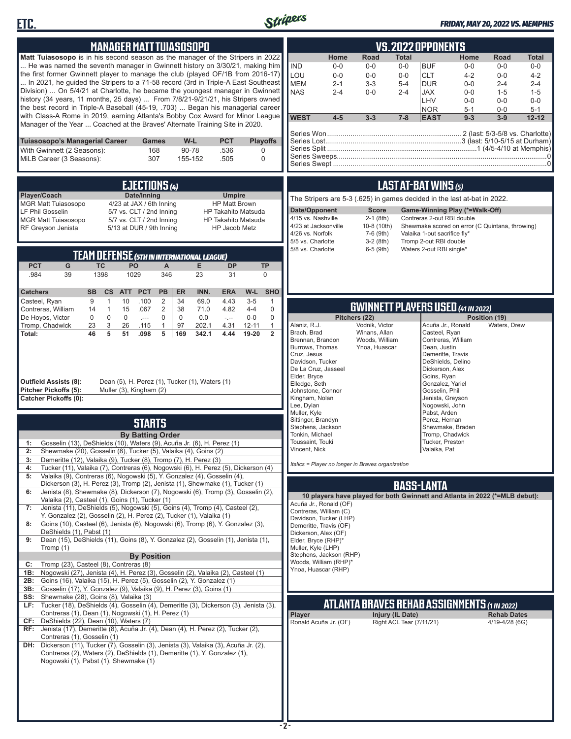## MANAGER MATT TUIASOSOPO

**Matt Tuiasosopo** is in his second season as the manager of the Stripers in 2022 ... He was named the seventh manager in Gwinnett history on 3/30/21, making him the first former Gwinnett player to manage the club (played OF/1B from 2016-17) ... In 2021, he guided the Stripers to a 71-58 record (3rd in Triple-A East Southeast Division) ... On 5/4/21 at Charlotte, he became the youngest manager in Gwinnett history (34 years, 11 months, 25 days) ... From 7/8/21-9/21/21, his Stripers owned the best record in Triple-A Baseball (45-19, .703) ... Began his managerial career with Class-A Rome in 2019, earning Atlanta's Bobby Cox Award for Minor League Manager of the Year ... Coached at the Braves' Alternate Training Site in 2020.

| Tuiasosopo's Managerial Career | Games | W-L | PCT | Playoffs |
|---|---|---|---|---|
| With Gwinnett (2 Seasons): | 168 | 90-78 | .536 | 0 |
| MiLB Career (3 Seasons): | 307 | 155-152 | .505 | 0 |

## EJECTIONS (4)

| Player/Coach | Date/Inning | Umpire |
|---|---|---|
| MGR Matt Tuiasosopo | 4/23 at JAX / 6th Inning | HP Matt Brown |
| LF Phil Gosselin | 5/7 vs. CLT / 2nd Inning | HP Takahito Matsuda |
| MGR Matt Tuiasosopo | 5/7 vs. CLT / 2nd Inning | HP Takahito Matsuda |
| RF Greyson Jenista | 5/13 at DUR / 9th Inning | HP Jacob Metz |

## TEAM DEFENSE (5TH IN INTERNATIONAL LEAGUE)

| PCT | G | TC | PO | A | E | DP | TP |
|---|---|---|---|---|---|---|---|
| .984 | 39 | 1398 | 1029 | 346 | 23 | 31 | 0 |

| Catchers | SB | CS | ATT | PCT | PB | ER | INN. | ERA | W-L | SHO |
|---|---|---|---|---|---|---|---|---|---|---|
| Casteel, Ryan | 9 | 1 | 10 | .100 | 2 | 34 | 69.0 | 4.43 | 3-5 | 1 |
| Contreras, William | 14 | 1 | 15 | .067 | 2 | 38 | 71.0 | 4.82 | 4-4 | 0 |
| De Hoyos, Victor | 0 | 0 | 0 | .--- | 0 | 0 | 0.0 | -.-- | 0-0 | 0 |
| Tromp, Chadwick | 23 | 3 | 26 | .115 | 1 | 97 | 202.1 | 4.31 | 12-11 | 1 |
| **Total:** | 46 | 5 | 51 | .098 | 5 | 169 | 342.1 | 4.44 | 19-20 | 2 |

**Outfield Assists (8):** Dean (5), H. Perez (1), Tucker (1), Waters (1)
**Pitcher Pickoffs (5):** Muller (3), Kingham (2)
**Catcher Pickoffs (0):**

## STARTS

### By Batting Order

**1:** Gosselin (13), DeShields (10), Waters (9), Acuña Jr. (6), H. Perez (1)
**2:** Shewmake (20), Gosselin (8), Tucker (5), Valaika (4), Goins (2)
**3:** Demeritte (12), Valaika (9), Tucker (8), Tromp (7), H. Perez (3)
**4:** Tucker (11), Valaika (7), Contreras (6), Nogowski (6), H. Perez (5), Dickerson (4)
**5:** Valaika (9), Contreras (6), Nogowski (5), Y. Gonzalez (4), Gosselin (4), Dickerson (3), H. Perez (3), Tromp (2), Jenista (1), Shewmake (1), Tucker (1)
**6:** Jenista (8), Shewmake (8), Dickerson (7), Nogowski (6), Tromp (3), Gosselin (2), Valaika (2), Casteel (1), Goins (1), Tucker (1)
**7:** Jenista (11), DeShields (5), Nogowski (5), Goins (4), Tromp (4), Casteel (2), Y. Gonzalez (2), Gosselin (2), H. Perez (2), Tucker (1), Valaika (1)
**8:** Goins (10), Casteel (6), Jenista (6), Nogowski (6), Tromp (6), Y. Gonzalez (3), DeShields (1), Pabst (1)
**9:** Dean (15), DeShields (11), Goins (8), Tromp (8), Y. Gonzalez (2), Gosselin (1), Jenista (1), Tromp (1)

### By Position

**C:** Tromp (23), Casteel (8), Contreras (8)
**1B:** Nogowski (27), Jenista (4), H. Perez (3), Gosselin (2), Valaika (2), Casteel (1)
**2B:** Goins (16), Valaika (15), H. Perez (5), Gosselin (2), Y. Gonzalez (1)
**3B:** Gosselin (17), Y. Gonzalez (9), Valaika (9), H. Perez (3), Goins (1)
**SS:** Shewmake (28), Goins (8), Valaika (3)
**LF:** Tucker (18), DeShields (4), Gosselin (4), Demeritte (3), Dickerson (3), Jenista (3), Contreras (1), Dean (1), Nogowski (1), H. Perez (1)
**CF:** DeShields (22), Dean (10), Waters (7)
**RF:** Jenista (17), Demeritte (8), Acuña Jr. (4), Dean (4), H. Perez (2), Tucker (2), Contreras (1), Gosselin (1)
**DH:** Dickerson (11), Tucker (7), Gosselin (3), Jenista (3), Valaika (3), Acuña Jr. (2), Contreras (2), Waters (2), DeShields (1), Demeritte (1), Y. Gonzalez (1), Nogowski (1), Pabst (1), Shewmake (1)

## VS. 2022 OPPONENTS

| | Home | Road | Total | | Home | Road | Total |
|---|---|---|---|---|---|---|---|
| IND | 0-0 | 0-0 | 0-0 | BUF | 0-0 | 0-0 | 0-0 |
| LOU | 0-0 | 0-0 | 0-0 | CLT | 4-2 | 0-0 | 4-2 |
| MEM | 2-1 | 3-3 | 5-4 | DUR | 0-0 | 2-4 | 2-4 |
| NAS | 2-4 | 0-0 | 2-4 | JAX | 0-0 | 1-5 | 1-5 |
| | | | | LHV | 0-0 | 0-0 | 0-0 |
| | | | | NOR | 5-1 | 0-0 | 5-1 |
| **WEST** | 4-5 | 3-3 | 7-8 | **EAST** | 9-3 | 3-9 | 12-12 |

Series Won: 2 (last: 5/3-5/8 vs. Charlotte)
Series Lost: 3 (last: 5/10-5/15 at Durham)
Series Split: 1 (4/5-4/10 at Memphis)
Series Sweeps: 0
Series Swept: 0

## LAST AT-BAT WINS (5)

The Stripers are 5-3 (.625) in games decided in the last at-bat in 2022.

| Date/Opponent | Score | Game-Winning Play (*=Walk-Off) |
|---|---|---|
| 4/15 vs. Nashville | 2-1 (8th) | Contreras 2-out RBI double |
| 4/23 at Jacksonville | 10-8 (10th) | Shewmake scored on error (C Quintana, throwing) |
| 4/26 vs. Norfolk | 7-6 (9th) | Valaika 1-out sacrifice fly* |
| 5/5 vs. Charlotte | 3-2 (8th) | Tromp 2-out RBI double |
| 5/8 vs. Charlotte | 6-5 (9th) | Waters 2-out RBI single* |

## GWINNETT PLAYERS USED (41 IN 2022)

**Pitchers (22)**
Alaniz, R.J.
Brach, Brad
Brennan, Brandon
Burrows, Thomas
Cruz, Jesus
Davidson, Tucker
De La Cruz, Jasseel
Elder, Bryce
Elledge, Seth
Johnstone, Connor
Kingham, Nolan
Lee, Dylan
Muller, Kyle
Sittinger, Brandyn
Stephens, Jackson
Tonkin, Michael
Toussaint, Touki
Vincent, Nick
Vodnik, Victor
Winans, Allan
Woods, William
Ynoa, Huascar

**Position (19)**
Acuña Jr., Ronald
Casteel, Ryan
Contreras, William
Dean, Justin
Demeritte, Travis
DeShields, Delino
Dickerson, Alex
Goins, Ryan
Gonzalez, Yariel
Gosselin, Phil
Jenista, Greyson
Nogowski, John
Pabst, Arden
Perez, Hernan
Shewmake, Braden
Tromp, Chadwick
Tucker, Preston
Valaika, Pat
Waters, Drew

*Italics = Player no longer in Braves organization*

## BASS-LANTA

**10 players have played for both Gwinnett and Atlanta in 2022 (*=MLB debut):**

Acuña Jr., Ronald (OF)
Contreras, William (C)
Davidson, Tucker (LHP)
Demeritte, Travis (OF)
Dickerson, Alex (OF)
Elder, Bryce (RHP)*
Muller, Kyle (LHP)
Stephens, Jackson (RHP)
Woods, William (RHP)*
Ynoa, Huascar (RHP)

## ATLANTA BRAVES REHAB ASSIGNMENTS (1 IN 2022)

| Player | Injury (IL Date) | Rehab Dates |
|---|---|---|
| Ronald Acuña Jr. (OF) | Right ACL Tear (7/11/21) | 4/19-4/28 (6G) |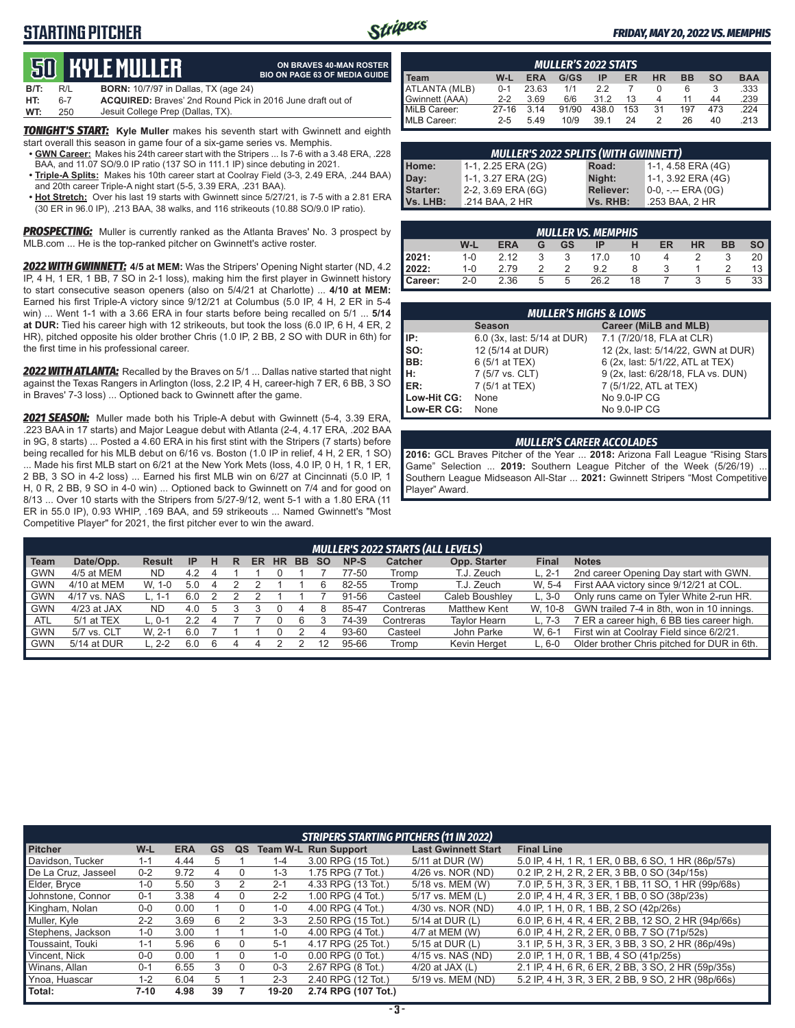## STARTING PITCHER

*FRIDAY, MAY 20, 2022 VS. MEMPHIS*

# 50 KYLE MULLER

**ON BRAVES 40-MAN ROSTER**
**BIO ON PAGE 63 OF MEDIA GUIDE**

**B/T:** R/L **BORN:** 10/7/97 in Dallas, TX (age 24)
**HT:** 6-7 **ACQUIRED:** Braves' 2nd Round Pick in 2016 June draft out of
**WT:** 250 Jesuit College Prep (Dallas, TX).

***TONIGHT'S START:*** **Kyle Muller** makes his seventh start with Gwinnett and eighth start overall this season in game four of a six-game series vs. Memphis.

- **GWN Career:** Makes his 24th career start with the Stripers ... Is 7-6 with a 3.48 ERA, .228 BAA, and 11.07 SO/9.0 IP ratio (137 SO in 111.1 IP) since debuting in 2021.
- **Triple-A Splits:** Makes his 10th career start at Coolray Field (3-3, 2.49 ERA, .244 BAA) and 20th career Triple-A night start (5-5, 3.39 ERA, .231 BAA).
- **Hot Stretch:** Over his last 19 starts with Gwinnett since 5/27/21, is 7-5 with a 2.81 ERA (30 ER in 96.0 IP), .213 BAA, 38 walks, and 116 strikeouts (10.88 SO/9.0 IP ratio).

***PROSPECTING:*** Muller is currently ranked as the Atlanta Braves' No. 3 prospect by MLB.com ... He is the top-ranked pitcher on Gwinnett's active roster.

***2022 WITH GWINNETT:*** **4/5 at MEM:** Was the Stripers' Opening Night starter (ND, 4.2 IP, 4 H, 1 ER, 1 BB, 7 SO in 2-1 loss), making him the first player in Gwinnett history to start consecutive season openers (also on 5/4/21 at Charlotte) ... **4/10 at MEM:** Earned his first Triple-A victory since 9/12/21 at Columbus (5.0 IP, 4 H, 2 ER in 5-4 win) ... Went 1-1 with a 3.66 ERA in four starts before being recalled on 5/1 ... **5/14 at DUR:** Tied his career high with 12 strikeouts, but took the loss (6.0 IP, 6 H, 4 ER, 2 HR), pitched opposite his older brother Chris (1.0 IP, 2 BB, 2 SO with DUR in 6th) for the first time in his professional career.

***2022 WITH ATLANTA:*** Recalled by the Braves on 5/1 ... Dallas native started that night against the Texas Rangers in Arlington (loss, 2.2 IP, 4 H, career-high 7 ER, 6 BB, 3 SO in Braves' 7-3 loss) ... Optioned back to Gwinnett after the game.

***2021 SEASON:*** Muller made both his Triple-A debut with Gwinnett (5-4, 3.39 ERA, .223 BAA in 17 starts) and Major League debut with Atlanta (2-4, 4.17 ERA, .202 BAA in 9G, 8 starts) ... Posted a 4.60 ERA in his first stint with the Stripers (7 starts) before being recalled for his MLB debut on 6/16 vs. Boston (1.0 IP in relief, 4 H, 2 ER, 1 SO) ... Made his first MLB start on 6/21 at the New York Mets (loss, 4.0 IP, 0 H, 1 R, 1 ER, 2 BB, 3 SO in 4-2 loss) ... Earned his first MLB win on 6/27 at Cincinnati (5.0 IP, 1 H, 0 R, 2 BB, 9 SO in 4-0 win) ... Optioned back to Gwinnett on 7/4 and for good on 8/13 ... Over 10 starts with the Stripers from 5/27-9/12, went 5-1 with a 1.80 ERA (11 ER in 55.0 IP), 0.93 WHIP, .169 BAA, and 59 strikeouts ... Named Gwinnett's "Most Competitive Player" for 2021, the first pitcher ever to win the award.

### MULLER'S 2022 STATS

| Team | W-L | ERA | G/GS | IP | ER | HR | BB | SO | BAA |
|---|---|---|---|---|---|---|---|---|---|
| ATLANTA (MLB) | 0-1 | 23.63 | 1/1 | 2.2 | 7 | 0 | 6 | 3 | .333 |
| Gwinnett (AAA) | 2-2 | 3.69 | 6/6 | 31.2 | 13 | 4 | 11 | 44 | .239 |
| MiLB Career: | 27-16 | 3.14 | 91/90 | 438.0 | 153 | 31 | 197 | 473 | .224 |
| MLB Career: | 2-5 | 5.49 | 10/9 | 39.1 | 24 | 2 | 26 | 40 | .213 |

### MULLER'S 2022 SPLITS (WITH GWINNETT)

| | | | |
|---|---|---|---|
| Home: | 1-1, 2.25 ERA (2G) | Road: | 1-1, 4.58 ERA (4G) |
| Day: | 1-1, 3.27 ERA (2G) | Night: | 1-1, 3.92 ERA (4G) |
| Starter: | 2-2, 3.69 ERA (6G) | Reliever: | 0-0, -.-- ERA (0G) |
| Vs. LHB: | .214 BAA, 2 HR | Vs. RHB: | .253 BAA, 2 HR |

### MULLER VS. MEMPHIS

| | W-L | ERA | G | GS | IP | H | ER | HR | BB | SO |
|---|---|---|---|---|---|---|---|---|---|---|
| 2021: | 1-0 | 2.12 | 3 | 3 | 17.0 | 10 | 4 | 2 | 3 | 20 |
| 2022: | 1-0 | 2.79 | 2 | 2 | 9.2 | 8 | 3 | 1 | 2 | 13 |
| Career: | 2-0 | 2.36 | 5 | 5 | 26.2 | 18 | 7 | 3 | 5 | 33 |

### MULLER'S HIGHS & LOWS

| | Season | Career (MiLB and MLB) |
|---|---|---|
| IP: | 6.0 (3x, last: 5/14 at DUR) | 7.1 (7/20/18, FLA at CLR) |
| SO: | 12 (5/14 at DUR) | 12 (2x, last: 5/14/22, GWN at DUR) |
| BB: | 6 (5/1 at TEX) | 6 (2x, last: 5/1/22, ATL at TEX) |
| H: | 7 (5/7 vs. CLT) | 9 (2x, last: 6/28/18, FLA vs. DUN) |
| ER: | 7 (5/1 at TEX) | 7 (5/1/22, ATL at TEX) |
| Low-Hit CG: | None | No 9.0-IP CG |
| Low-ER CG: | None | No 9.0-IP CG |

### MULLER'S CAREER ACCOLADES

**2016:** GCL Braves Pitcher of the Year ... **2018:** Arizona Fall League "Rising Stars Game" Selection ... **2019:** Southern League Pitcher of the Week (5/26/19) ... Southern League Midseason All-Star ... **2021:** Gwinnett Stripers "Most Competitive Player" Award.

### MULLER'S 2022 STARTS (ALL LEVELS)

| Team | Date/Opp. | Result | IP | H | R | ER | HR | BB | SO | NP-S | Catcher | Opp. Starter | Final | Notes |
|---|---|---|---|---|---|---|---|---|---|---|---|---|---|---|
| GWN | 4/5 at MEM | ND | 4.2 | 4 | 1 | 1 | 0 | 1 | 7 | 77-50 | Tromp | T.J. Zeuch | L, 2-1 | 2nd career Opening Day start with GWN. |
| GWN | 4/10 at MEM | W, 1-0 | 5.0 | 4 | 2 | 2 | 1 | 1 | 6 | 82-55 | Tromp | T.J. Zeuch | W, 5-4 | First AAA victory since 9/12/21 at COL. |
| GWN | 4/17 vs. NAS | L, 1-1 | 6.0 | 2 | 2 | 2 | 1 | 1 | 7 | 91-56 | Casteel | Caleb Boushley | L, 3-0 | Only runs came on Tyler White 2-run HR. |
| GWN | 4/23 at JAX | ND | 4.0 | 5 | 3 | 3 | 0 | 4 | 8 | 85-47 | Contreras | Matthew Kent | W, 10-8 | GWN trailed 7-4 in 8th, won in 10 innings. |
| ATL | 5/1 at TEX | L, 0-1 | 2.2 | 4 | 7 | 7 | 0 | 6 | 3 | 74-39 | Contreras | Taylor Hearn | L, 7-3 | 7 ER a career high, 6 BB ties career high. |
| GWN | 5/7 vs. CLT | W, 2-1 | 6.0 | 7 | 1 | 1 | 0 | 2 | 4 | 93-60 | Casteel | John Parke | W, 6-1 | First win at Coolray Field since 6/2/21. |
| GWN | 5/14 at DUR | L, 2-2 | 6.0 | 6 | 4 | 4 | 2 | 2 | 12 | 95-66 | Tromp | Kevin Herget | L, 6-0 | Older brother Chris pitched for DUR in 6th. |

### STRIPERS STARTING PITCHERS (11 IN 2022)

| Pitcher | W-L | ERA | GS | QS | Team W-L | Run Support | Last Gwinnett Start | Final Line |
|---|---|---|---|---|---|---|---|---|
| Davidson, Tucker | 1-1 | 4.44 | 5 | 1 | 1-4 | 3.00 RPG (15 Tot.) | 5/11 at DUR (W) | 5.0 IP, 4 H, 1 R, 1 ER, 0 BB, 6 SO, 1 HR (86p/57s) |
| De La Cruz, Jasseel | 0-2 | 9.72 | 4 | 0 | 1-3 | 1.75 RPG (7 Tot.) | 4/26 vs. NOR (ND) | 0.2 IP, 2 H, 2 R, 2 ER, 3 BB, 0 SO (34p/15s) |
| Elder, Bryce | 1-0 | 5.50 | 3 | 2 | 2-1 | 4.33 RPG (13 Tot.) | 5/18 vs. MEM (W) | 7.0 IP, 5 H, 3 R, 3 ER, 1 BB, 11 SO, 1 HR (99p/68s) |
| Johnstone, Connor | 0-1 | 3.38 | 4 | 0 | 2-2 | 1.00 RPG (4 Tot.) | 5/17 vs. MEM (L) | 2.0 IP, 4 H, 4 R, 3 ER, 1 BB, 0 SO (38p/23s) |
| Kingham, Nolan | 0-0 | 0.00 | 1 | 0 | 1-0 | 4.00 RPG (4 Tot.) | 4/30 vs. NOR (ND) | 4.0 IP, 1 H, 0 R, 1 BB, 2 SO (42p/26s) |
| Muller, Kyle | 2-2 | 3.69 | 6 | 2 | 3-3 | 2.50 RPG (15 Tot.) | 5/14 at DUR (L) | 6.0 IP, 6 H, 4 R, 4 ER, 2 BB, 12 SO, 2 HR (94p/66s) |
| Stephens, Jackson | 1-0 | 3.00 | 1 | 1 | 1-0 | 4.00 RPG (4 Tot.) | 4/7 at MEM (W) | 6.0 IP, 4 H, 2 R, 2 ER, 0 BB, 7 SO (71p/52s) |
| Toussaint, Touki | 1-1 | 5.96 | 6 | 0 | 5-1 | 4.17 RPG (25 Tot.) | 5/15 at DUR (L) | 3.1 IP, 5 H, 3 R, 3 ER, 3 BB, 3 SO, 2 HR (86p/49s) |
| Vincent, Nick | 0-0 | 0.00 | 1 | 0 | 1-0 | 0.00 RPG (0 Tot.) | 4/15 vs. NAS (ND) | 2.0 IP, 1 H, 0 R, 1 BB, 4 SO (41p/25s) |
| Winans, Allan | 0-1 | 6.55 | 3 | 0 | 0-3 | 2.67 RPG (8 Tot.) | 4/20 at JAX (L) | 2.1 IP, 4 H, 6 R, 6 ER, 2 BB, 3 SO, 2 HR (59p/35s) |
| Ynoa, Huascar | 1-2 | 6.04 | 5 | 1 | 2-3 | 2.40 RPG (12 Tot.) | 5/19 vs. MEM (ND) | 5.2 IP, 4 H, 3 R, 3 ER, 2 BB, 9 SO, 2 HR (98p/66s) |
| Total: | 7-10 | 4.98 | 39 | 7 | 19-20 | 2.74 RPG (107 Tot.) | | |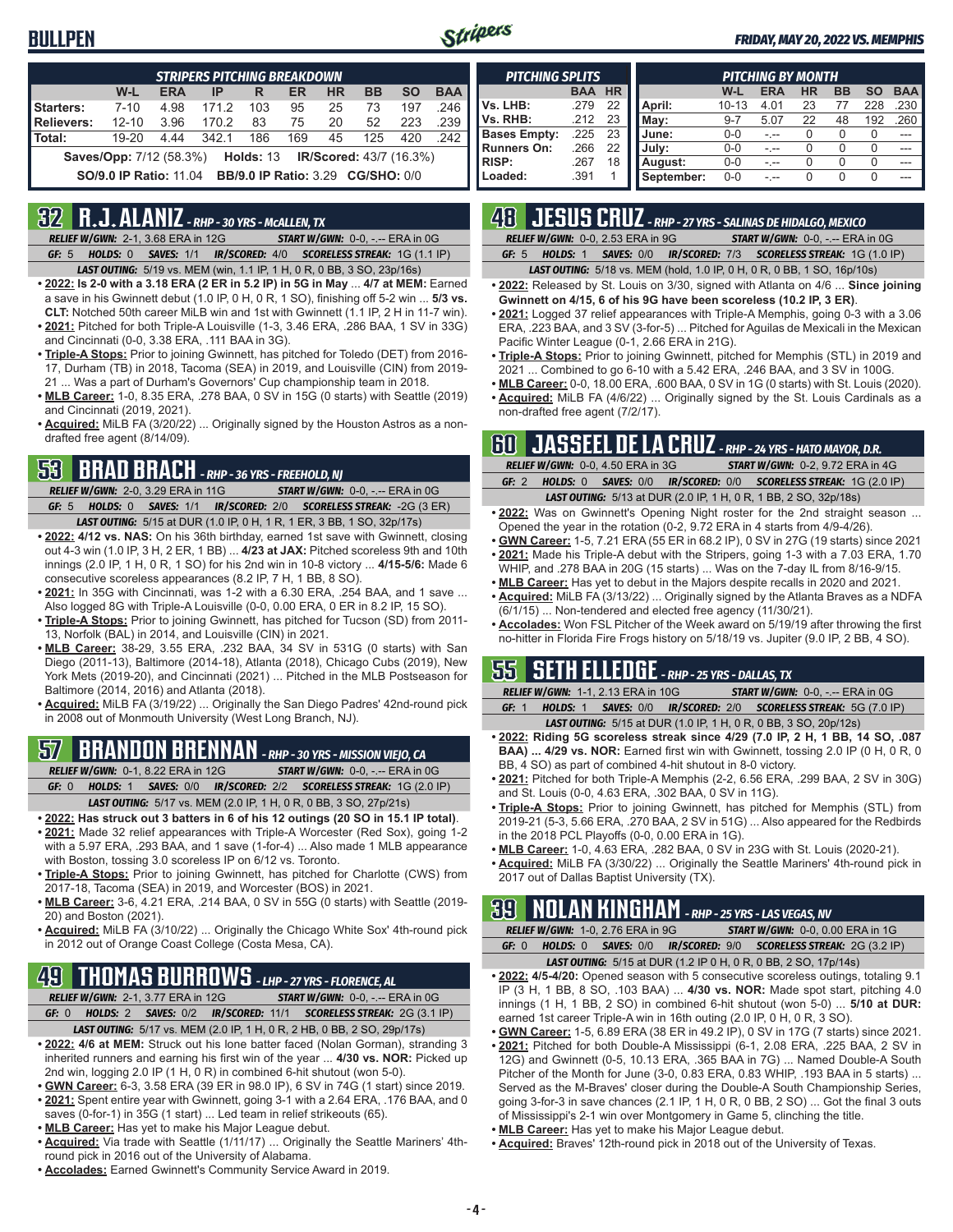# BULLPEN

*FRIDAY, MAY 20, 2022 VS. MEMPHIS*

**STRIPERS PITCHING BREAKDOWN**

| | W-L | ERA | IP | R | ER | HR | BB | SO | BAA |
|---|---|---|---|---|---|---|---|---|---|
| Starters: | 7-10 | 4.98 | 171.2 | 103 | 95 | 25 | 73 | 197 | .246 |
| Relievers: | 12-10 | 3.96 | 170.2 | 83 | 75 | 20 | 52 | 223 | .239 |
| Total: | 19-20 | 4.44 | 342.1 | 186 | 169 | 45 | 125 | 420 | .242 |

**Saves/Opp:** 7/12 (58.3%) **Holds:** 13 **IR/Scored:** 43/7 (16.3%)

**SO/9.0 IP Ratio:** 11.04 **BB/9.0 IP Ratio:** 3.29 **CG/SHO:** 0/0

**PITCHING SPLITS**

| | BAA | HR |
|---|---|---|
| Vs. LHB: | .279 | 22 |
| Vs. RHB: | .212 | 23 |
| Bases Empty: | .225 | 23 |
| Runners On: | .266 | 22 |
| RISP: | .267 | 18 |
| Loaded: | .391 | 1 |

**PITCHING BY MONTH**

| | W-L | ERA | HR | BB | SO | BAA |
|---|---|---|---|---|---|---|
| April: | 10-13 | 4.01 | 23 | 77 | 228 | .230 |
| May: | 9-7 | 5.07 | 22 | 48 | 192 | .260 |
| June: | 0-0 | -.-- | 0 | 0 | 0 | --- |
| July: | 0-0 | -.-- | 0 | 0 | 0 | --- |
| August: | 0-0 | -.-- | 0 | 0 | 0 | --- |
| September: | 0-0 | -.-- | 0 | 0 | 0 | --- |

## 32 R.J. ALANIZ - RHP - 30 YRS - McALLEN, TX

*RELIEF W/GWN:* 2-1, 3.68 ERA in 12G *START W/GWN:* 0-0, -.-- ERA in 0G
*GF:* 5 *HOLDS:* 0 *SAVES:* 1/1 *IR/SCORED:* 4/0 *SCORELESS STREAK:* 1G (1.1 IP)
*LAST OUTING:* 5/19 vs. MEM (win, 1.1 IP, 1 H, 0 R, 0 BB, 3 SO, 23p/16s)

- **2022: Is 2-0 with a 3.18 ERA (2 ER in 5.2 IP) in 5G in May** ... **4/7 at MEM:** Earned a save in his Gwinnett debut (1.0 IP, 0 H, 0 R, 1 SO), finishing off 5-2 win ... **5/3 vs. CLT:** Notched 50th career MiLB win and 1st with Gwinnett (1.1 IP, 2 H in 11-7 win).
- **2021:** Pitched for both Triple-A Louisville (1-3, 3.46 ERA, .286 BAA, 1 SV in 33G) and Cincinnati (0-0, 3.38 ERA, .111 BAA in 3G).
- **Triple-A Stops:** Prior to joining Gwinnett, has pitched for Toledo (DET) from 2016-17, Durham (TB) in 2018, Tacoma (SEA) in 2019, and Louisville (CIN) from 2019-21 ... Was a part of Durham's Governors' Cup championship team in 2018.
- **MLB Career:** 1-0, 8.35 ERA, .278 BAA, 0 SV in 15G (0 starts) with Seattle (2019) and Cincinnati (2019, 2021).
- **Acquired:** MiLB FA (3/20/22) ... Originally signed by the Houston Astros as a non-drafted free agent (8/14/09).

## 53 BRAD BRACH - RHP - 36 YRS - FREEHOLD, NJ

*RELIEF W/GWN:* 2-0, 3.29 ERA in 11G *START W/GWN:* 0-0, -.-- ERA in 0G
*GF:* 5 *HOLDS:* 0 *SAVES:* 1/1 *IR/SCORED:* 2/0 *SCORELESS STREAK:* -2G (3 ER)
*LAST OUTING:* 5/15 at DUR (1.0 IP, 0 H, 1 R, 1 ER, 3 BB, 1 SO, 32p/17s)

- **2022: 4/12 vs. NAS:** On his 36th birthday, earned 1st save with Gwinnett, closing out 4-3 win (1.0 IP, 3 H, 2 ER, 1 BB) ... **4/23 at JAX:** Pitched scoreless 9th and 10th innings (2.0 IP, 1 H, 0 R, 1 SO) for his 2nd win in 10-8 victory ... **4/15-5/6:** Made 6 consecutive scoreless appearances (8.2 IP, 7 H, 1 BB, 8 SO).
- **2021:** In 35G with Cincinnati, was 1-2 with a 6.30 ERA, .254 BAA, and 1 save ... Also logged 8G with Triple-A Louisville (0-0, 0.00 ERA, 0 ER in 8.2 IP, 15 SO).
- **Triple-A Stops:** Prior to joining Gwinnett, has pitched for Tucson (SD) from 2011-13, Norfolk (BAL) in 2014, and Louisville (CIN) in 2021.
- **MLB Career:** 38-29, 3.55 ERA, .232 BAA, 34 SV in 531G (0 starts) with San Diego (2011-13), Baltimore (2014-18), Atlanta (2018), Chicago Cubs (2019), New York Mets (2019-20), and Cincinnati (2021) ... Pitched in the MLB Postseason for Baltimore (2014, 2016) and Atlanta (2018).
- **Acquired:** MiLB FA (3/19/22) ... Originally the San Diego Padres' 42nd-round pick in 2008 out of Monmouth University (West Long Branch, NJ).

## 57 BRANDON BRENNAN - RHP - 30 YRS - MISSION VIEJO, CA

*RELIEF W/GWN:* 0-1, 8.22 ERA in 12G *START W/GWN:* 0-0, -.-- ERA in 0G
*GF:* 0 *HOLDS:* 1 *SAVES:* 0/0 *IR/SCORED:* 2/2 *SCORELESS STREAK:* 1G (2.0 IP)
*LAST OUTING:* 5/17 vs. MEM (2.0 IP, 1 H, 0 R, 0 BB, 3 SO, 27p/21s)

- **2022: Has struck out 3 batters in 6 of his 12 outings (20 SO in 15.1 IP total)**.
- **2021:** Made 32 relief appearances with Triple-A Worcester (Red Sox), going 1-2 with a 5.97 ERA, .293 BAA, and 1 save (1-for-4) ... Also made 1 MLB appearance with Boston, tossing 3.0 scoreless IP on 6/12 vs. Toronto.
- **Triple-A Stops:** Prior to joining Gwinnett, has pitched for Charlotte (CWS) from 2017-18, Tacoma (SEA) in 2019, and Worcester (BOS) in 2021.
- **MLB Career:** 3-6, 4.21 ERA, .214 BAA, 0 SV in 55G (0 starts) with Seattle (2019-20) and Boston (2021).
- **Acquired:** MiLB FA (3/10/22) ... Originally the Chicago White Sox' 4th-round pick in 2012 out of Orange Coast College (Costa Mesa, CA).

## 49 THOMAS BURROWS - LHP - 27 YRS - FLORENCE, AL

*RELIEF W/GWN:* 2-1, 3.77 ERA in 12G *START W/GWN:* 0-0, -.-- ERA in 0G
*GF:* 0 *HOLDS:* 2 *SAVES:* 0/2 *IR/SCORED:* 11/1 *SCORELESS STREAK:* 2G (3.1 IP)
*LAST OUTING:* 5/17 vs. MEM (2.0 IP, 1 H, 0 R, 2 HB, 0 BB, 2 SO, 29p/17s)

- **2022: 4/6 at MEM:** Struck out his lone batter faced (Nolan Gorman), stranding 3 inherited runners and earning his first win of the year ... **4/30 vs. NOR:** Picked up 2nd win, logging 2.0 IP (1 H, 0 R) in combined 6-hit shutout (won 5-0).
- **GWN Career:** 6-3, 3.58 ERA (39 ER in 98.0 IP), 6 SV in 74G (1 start) since 2019.
- **2021:** Spent entire year with Gwinnett, going 3-1 with a 2.64 ERA, .176 BAA, and 0 saves (0-for-1) in 35G (1 start) ... Led team in relief strikeouts (65).
- **MLB Career:** Has yet to make his Major League debut.
- **Acquired:** Via trade with Seattle (1/11/17) ... Originally the Seattle Mariners' 4th-round pick in 2016 out of the University of Alabama.
- **Accolades:** Earned Gwinnett's Community Service Award in 2019.

## 48 JESUS CRUZ - RHP - 27 YRS - SALINAS DE HIDALGO, MEXICO

*RELIEF W/GWN:* 0-0, 2.53 ERA in 9G *START W/GWN:* 0-0, -.-- ERA in 0G
*GF:* 5 *HOLDS:* 1 *SAVES:* 0/0 *IR/SCORED:* 7/3 *SCORELESS STREAK:* 1G (1.0 IP)
*LAST OUTING:* 5/18 vs. MEM (hold, 1.0 IP, 0 H, 0 R, 0 BB, 1 SO, 16p/10s)

- **2022:** Released by St. Louis on 3/30, signed with Atlanta on 4/6 ... **Since joining Gwinnett on 4/15, 6 of his 9G have been scoreless (10.2 IP, 3 ER)**.
- **2021:** Logged 37 relief appearances with Triple-A Memphis, going 0-3 with a 3.06 ERA, .223 BAA, and 3 SV (3-for-5) ... Pitched for Aguilas de Mexicali in the Mexican Pacific Winter League (0-1, 2.66 ERA in 21G).
- **Triple-A Stops:** Prior to joining Gwinnett, pitched for Memphis (STL) in 2019 and 2021 ... Combined to go 6-10 with a 5.42 ERA, .246 BAA, and 3 SV in 100G.
- **MLB Career:** 0-0, 18.00 ERA, .600 BAA, 0 SV in 1G (0 starts) with St. Louis (2020).
- **Acquired:** MiLB FA (4/6/22) ... Originally signed by the St. Louis Cardinals as a non-drafted free agent (7/2/17).

## 60 JASSEEL DE LA CRUZ - RHP - 24 YRS - HATO MAYOR, D.R.

*RELIEF W/GWN:* 0-0, 4.50 ERA in 3G *START W/GWN:* 0-2, 9.72 ERA in 4G
*GF:* 2 *HOLDS:* 0 *SAVES:* 0/0 *IR/SCORED:* 0/0 *SCORELESS STREAK:* 1G (2.0 IP)
*LAST OUTING:* 5/13 at DUR (2.0 IP, 1 H, 0 R, 1 BB, 2 SO, 32p/18s)

- **2022:** Was on Gwinnett's Opening Night roster for the 2nd straight season ... Opened the year in the rotation (0-2, 9.72 ERA in 4 starts from 4/9-4/26).
- **GWN Career:** 1-5, 7.21 ERA (55 ER in 68.2 IP), 0 SV in 27G (19 starts) since 2021
- **2021:** Made his Triple-A debut with the Stripers, going 1-3 with a 7.03 ERA, 1.70 WHIP, and .278 BAA in 20G (15 starts) ... Was on the 7-day IL from 8/16-9/15.
- **MLB Career:** Has yet to debut in the Majors despite recalls in 2020 and 2021.
- **Acquired:** MiLB FA (3/13/22) ... Originally signed by the Atlanta Braves as a NDFA (6/1/15) ... Non-tendered and elected free agency (11/30/21).
- **Accolades:** Won FSL Pitcher of the Week award on 5/19/19 after throwing the first no-hitter in Florida Fire Frogs history on 5/18/19 vs. Jupiter (9.0 IP, 2 BB, 4 SO).

## 55 SETH ELLEDGE - RHP - 25 YRS - DALLAS, TX

*RELIEF W/GWN:* 1-1, 2.13 ERA in 10G *START W/GWN:* 0-0, -.-- ERA in 0G
*GF:* 1 *HOLDS:* 1 *SAVES:* 0/0 *IR/SCORED:* 2/0 *SCORELESS STREAK:* 5G (7.0 IP)
*LAST OUTING:* 5/15 at DUR (1.0 IP, 1 H, 0 R, 0 BB, 3 SO, 20p/12s)

- **2022: Riding 5G scoreless streak since 4/29 (7.0 IP, 2 H, 1 BB, 14 SO, .087 BAA) ... 4/29 vs. NOR:** Earned first win with Gwinnett, tossing 2.0 IP (0 H, 0 R, 0 BB, 4 SO) as part of combined 4-hit shutout in 8-0 victory.
- **2021:** Pitched for both Triple-A Memphis (2-2, 6.56 ERA, .299 BAA, 2 SV in 30G) and St. Louis (0-0, 4.63 ERA, .302 BAA, 0 SV in 11G).
- **Triple-A Stops:** Prior to joining Gwinnett, has pitched for Memphis (STL) from 2019-21 (5-3, 5.66 ERA, .270 BAA, 2 SV in 51G) ... Also appeared for the Redbirds in the 2018 PCL Playoffs (0-0, 0.00 ERA in 1G).
- **MLB Career:** 1-0, 4.63 ERA, .282 BAA, 0 SV in 23G with St. Louis (2020-21).
- **Acquired:** MiLB FA (3/30/22) ... Originally the Seattle Mariners' 4th-round pick in 2017 out of Dallas Baptist University (TX).

## 39 NOLAN KINGHAM - RHP - 25 YRS - LAS VEGAS, NV

*RELIEF W/GWN:* 1-0, 2.76 ERA in 9G *START W/GWN:* 0-0, 0.00 ERA in 1G
*GF:* 0 *HOLDS:* 0 *SAVES:* 0/0 *IR/SCORED:* 9/0 *SCORELESS STREAK:* 2G (3.2 IP)
*LAST OUTING:* 5/15 at DUR (1.2 IP 0 H, 0 R, 0 BB, 2 SO, 17p/14s)

- **2022: 4/5-4/20:** Opened season with 5 consecutive scoreless outings, totaling 9.1 IP (3 H, 1 BB, 8 SO, .103 BAA) ... **4/30 vs. NOR:** Made spot start, pitching 4.0 innings (1 H, 1 BB, 2 SO) in combined 6-hit shutout (won 5-0) ... **5/10 at DUR:** earned 1st career Triple-A win in 16th outing (2.0 IP, 0 H, 0 R, 3 SO).
- **GWN Career:** 1-5, 6.89 ERA (38 ER in 49.2 IP), 0 SV in 17G (7 starts) since 2021.
- **2021:** Pitched for both Double-A Mississippi (6-1, 2.08 ERA, .225 BAA, 2 SV in 12G) and Gwinnett (0-5, 10.13 ERA, .365 BAA in 7G) ... Named Double-A South Pitcher of the Month for June (3-0, 0.83 ERA, 0.83 WHIP, .193 BAA in 5 starts) ... Served as the M-Braves' closer during the Double-A South Championship Series, going 3-for-3 in save chances (2.1 IP, 1 H, 0 R, 0 BB, 2 SO) ... Got the final 3 outs of Mississippi's 2-1 win over Montgomery in Game 5, clinching the title.
- **MLB Career:** Has yet to make his Major League debut.
- **Acquired:** Braves' 12th-round pick in 2018 out of the University of Texas.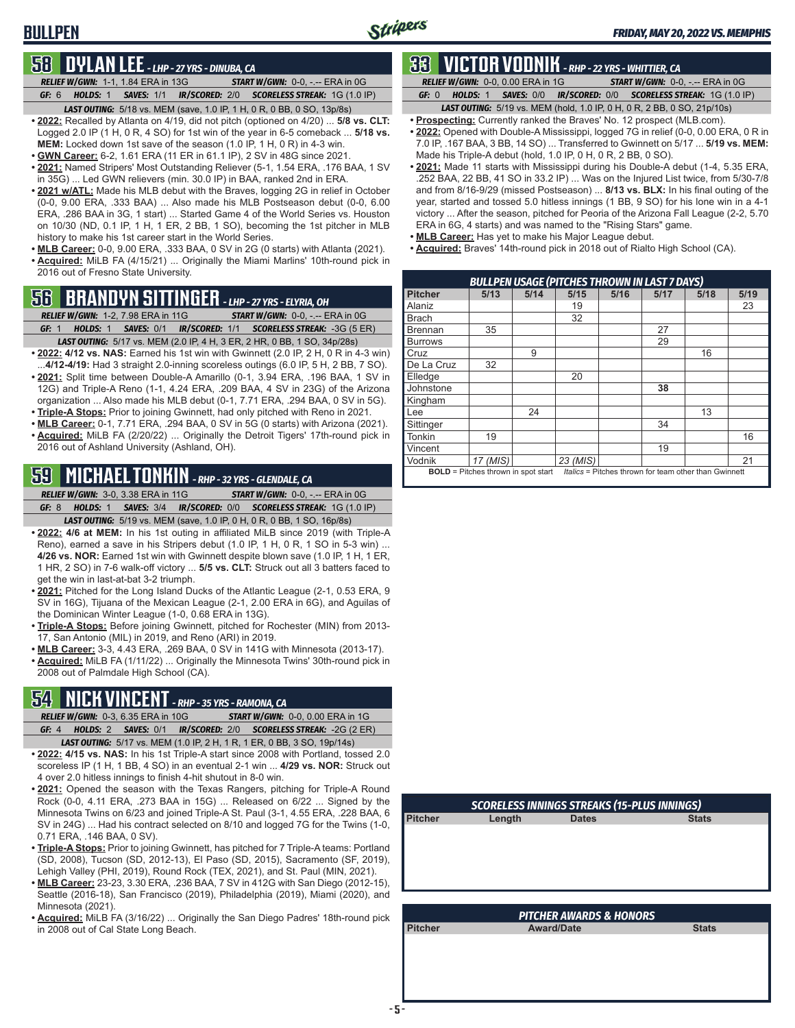# BULLPEN

*FRIDAY, MAY 20, 2022 VS. MEMPHIS*

## 58 DYLAN LEE - LHP - 27 YRS - DINUBA, CA

*RELIEF W/GWN:* 1-1, 1.84 ERA in 13G *START W/GWN:* 0-0, -.-- ERA in 0G

*GF:* 6 *HOLDS:* 1 *SAVES:* 1/1 *IR/SCORED:* 2/0 *SCORELESS STREAK:* 1G (1.0 IP)

*LAST OUTING:* 5/18 vs. MEM (save, 1.0 IP, 1 H, 0 R, 0 BB, 0 SO, 13p/8s)

- **2022:** Recalled by Atlanta on 4/19, did not pitch (optioned on 4/20) ... **5/8 vs. CLT:** Logged 2.0 IP (1 H, 0 R, 4 SO) for 1st win of the year in 6-5 comeback ... **5/18 vs. MEM:** Locked down 1st save of the season (1.0 IP, 1 H, 0 R) in 4-3 win.
- **GWN Career:** 6-2, 1.61 ERA (11 ER in 61.1 IP), 2 SV in 48G since 2021.
- **2021:** Named Stripers' Most Outstanding Reliever (5-1, 1.54 ERA, .176 BAA, 1 SV in 35G) ... Led GWN relievers (min. 30.0 IP) in BAA, ranked 2nd in ERA.
- **2021 w/ATL:** Made his MLB debut with the Braves, logging 2G in relief in October (0-0, 9.00 ERA, .333 BAA) ... Also made his MLB Postseason debut (0-0, 6.00 ERA, .286 BAA in 3G, 1 start) ... Started Game 4 of the World Series vs. Houston on 10/30 (ND, 0.1 IP, 1 H, 1 ER, 2 BB, 1 SO), becoming the 1st pitcher in MLB history to make his 1st career start in the World Series.
- **MLB Career:** 0-0, 9.00 ERA, .333 BAA, 0 SV in 2G (0 starts) with Atlanta (2021).
- **Acquired:** MiLB FA (4/15/21) ... Originally the Miami Marlins' 10th-round pick in 2016 out of Fresno State University.

## 56 BRANDYN SITTINGER - LHP - 27 YRS - ELYRIA, OH

*RELIEF W/GWN:* 1-2, 7.98 ERA in 11G *START W/GWN:* 0-0, -.-- ERA in 0G

*GF:* 1 *HOLDS:* 1 *SAVES:* 0/1 *IR/SCORED:* 1/1 *SCORELESS STREAK:* -3G (5 ER)

*LAST OUTING:* 5/17 vs. MEM (2.0 IP, 4 H, 3 ER, 2 HR, 0 BB, 1 SO, 34p/28s)

- **2022: 4/12 vs. NAS:** Earned his 1st win with Gwinnett (2.0 IP, 2 H, 0 R in 4-3 win) ...**4/12-4/19:** Had 3 straight 2.0-inning scoreless outings (6.0 IP, 5 H, 2 BB, 7 SO).
- **2021:** Split time between Double-A Amarillo (0-1, 3.94 ERA, .196 BAA, 1 SV in 12G) and Triple-A Reno (1-1, 4.24 ERA, .209 BAA, 4 SV in 23G) of the Arizona organization ... Also made his MLB debut (0-1, 7.71 ERA, .294 BAA, 0 SV in 5G).
- **Triple-A Stops:** Prior to joining Gwinnett, had only pitched with Reno in 2021.
- **MLB Career:** 0-1, 7.71 ERA, .294 BAA, 0 SV in 5G (0 starts) with Arizona (2021).
- **Acquired:** MiLB FA (2/20/22) ... Originally the Detroit Tigers' 17th-round pick in 2016 out of Ashland University (Ashland, OH).

## 59 MICHAEL TONKIN - RHP - 32 YRS - GLENDALE, CA

*RELIEF W/GWN:* 3-0, 3.38 ERA in 11G *START W/GWN:* 0-0, -.-- ERA in 0G

*GF:* 8 *HOLDS:* 1 *SAVES:* 3/4 *IR/SCORED:* 0/0 *SCORELESS STREAK:* 1G (1.0 IP)

*LAST OUTING:* 5/19 vs. MEM (save, 1.0 IP, 0 H, 0 R, 0 BB, 1 SO, 16p/8s)

- **2022: 4/6 at MEM:** In his 1st outing in affiliated MiLB since 2019 (with Triple-A Reno), earned a save in his Stripers debut (1.0 IP, 1 H, 0 R, 1 SO in 5-3 win) ... **4/26 vs. NOR:** Earned 1st win with Gwinnett despite blown save (1.0 IP, 1 H, 1 ER, 1 HR, 2 SO) in 7-6 walk-off victory ... **5/5 vs. CLT:** Struck out all 3 batters faced to get the win in last-at-bat 3-2 triumph.
- **2021:** Pitched for the Long Island Ducks of the Atlantic League (2-1, 0.53 ERA, 9 SV in 16G), Tijuana of the Mexican League (2-1, 2.00 ERA in 6G), and Aguilas of the Dominican Winter League (1-0, 0.68 ERA in 13G).
- **Triple-A Stops:** Before joining Gwinnett, pitched for Rochester (MIN) from 2013-17, San Antonio (MIL) in 2019, and Reno (ARI) in 2019.
- **MLB Career:** 3-3, 4.43 ERA, .269 BAA, 0 SV in 141G with Minnesota (2013-17).
- **Acquired:** MiLB FA (1/11/22) ... Originally the Minnesota Twins' 30th-round pick in 2008 out of Palmdale High School (CA).

## 54 NICK VINCENT - RHP - 35 YRS - RAMONA, CA

*RELIEF W/GWN:* 0-3, 6.35 ERA in 10G *START W/GWN:* 0-0, 0.00 ERA in 1G

*GF:* 4 *HOLDS:* 2 *SAVES:* 0/1 *IR/SCORED:* 2/0 *SCORELESS STREAK:* -2G (2 ER)

*LAST OUTING:* 5/17 vs. MEM (1.0 IP, 2 H, 1 R, 1 ER, 0 BB, 3 SO, 19p/14s)

- **2022: 4/15 vs. NAS:** In his 1st Triple-A start since 2008 with Portland, tossed 2.0 scoreless IP (1 H, 1 BB, 4 SO) in an eventual 2-1 win ... **4/29 vs. NOR:** Struck out 4 over 2.0 hitless innings to finish 4-hit shutout in 8-0 win.
- **2021:** Opened the season with the Texas Rangers, pitching for Triple-A Round Rock (0-0, 4.11 ERA, .273 BAA in 15G) ... Released on 6/22 ... Signed by the Minnesota Twins on 6/23 and joined Triple-A St. Paul (3-1, 4.55 ERA, .228 BAA, 6 SV in 24G) ... Had his contract selected on 8/10 and logged 7G for the Twins (1-0, 0.71 ERA, .146 BAA, 0 SV).
- **Triple-A Stops:** Prior to joining Gwinnett, has pitched for 7 Triple-A teams: Portland (SD, 2008), Tucson (SD, 2012-13), El Paso (SD, 2015), Sacramento (SF, 2019), Lehigh Valley (PHI, 2019), Round Rock (TEX, 2021), and St. Paul (MIN, 2021).
- **MLB Career:** 23-23, 3.30 ERA, .236 BAA, 7 SV in 412G with San Diego (2012-15), Seattle (2016-18), San Francisco (2019), Philadelphia (2019), Miami (2020), and Minnesota (2021).
- **Acquired:** MiLB FA (3/16/22) ... Originally the San Diego Padres' 18th-round pick in 2008 out of Cal State Long Beach.

## 33 VICTOR VODNIK - RHP - 22 YRS - WHITTIER, CA

*RELIEF W/GWN:* 0-0, 0.00 ERA in 1G *START W/GWN:* 0-0, -.-- ERA in 0G

*GF:* 0 *HOLDS:* 1 *SAVES:* 0/0 *IR/SCORED:* 0/0 *SCORELESS STREAK:* 1G (1.0 IP)

*LAST OUTING:* 5/19 vs. MEM (hold, 1.0 IP, 0 H, 0 R, 2 BB, 0 SO, 21p/10s)

- **Prospecting:** Currently ranked the Braves' No. 12 prospect (MLB.com).
- **2022:** Opened with Double-A Mississippi, logged 7G in relief (0-0, 0.00 ERA, 0 R in 7.0 IP, .167 BAA, 3 BB, 14 SO) ... Transferred to Gwinnett on 5/17 ... **5/19 vs. MEM:** Made his Triple-A debut (hold, 1.0 IP, 0 H, 0 R, 2 BB, 0 SO).
- **2021:** Made 11 starts with Mississippi during his Double-A debut (1-4, 5.35 ERA, .252 BAA, 22 BB, 41 SO in 33.2 IP) ... Was on the Injured List twice, from 5/30-7/8 and from 8/16-9/29 (missed Postseason) ... **8/13 vs. BLX:** In his final outing of the year, started and tossed 5.0 hitless innings (1 BB, 9 SO) for his lone win in a 4-1 victory ... After the season, pitched for Peoria of the Arizona Fall League (2-2, 5.70 ERA in 6G, 4 starts) and was named to the "Rising Stars" game.
- **MLB Career:** Has yet to make his Major League debut.
- **Acquired:** Braves' 14th-round pick in 2018 out of Rialto High School (CA).

### BULLPEN USAGE (PITCHES THROWN IN LAST 7 DAYS)

| Pitcher | 5/13 | 5/14 | 5/15 | 5/16 | 5/17 | 5/18 | 5/19 |
|---|---|---|---|---|---|---|---|
| Alaniz | | | 19 | | | | 23 |
| Brach | | | 32 | | | | |
| Brennan | 35 | | | | 27 | | |
| Burrows | | | | | 29 | | |
| Cruz | | 9 | | | | 16 | |
| De La Cruz | 32 | | | | | | |
| Elledge | | | 20 | | | | |
| Johnstone | | | | | **38** | | |
| Kingham | | | | | | | |
| Lee | | 24 | | | | 13 | |
| Sittinger | | | | | 34 | | |
| Tonkin | 19 | | | | | | 16 |
| Vincent | | | | | 19 | | |
| Vodnik | *17 (MIS)* | | *23 (MIS)* | | | | 21 |

**BOLD** = Pitches thrown in spot start *Italics* = Pitches thrown for team other than Gwinnett

### SCORELESS INNINGS STREAKS (15-PLUS INNINGS)

| Pitcher | Length | Dates | Stats |
|---|---|---|---|

### PITCHER AWARDS & HONORS

| Pitcher | Award/Date | Stats |
|---|---|---|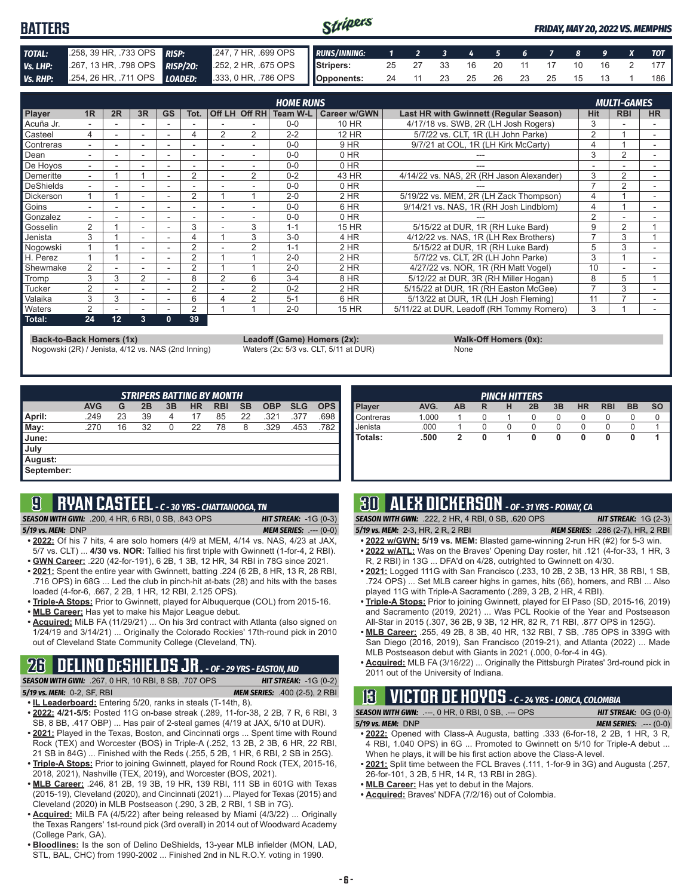# BATTERS

*FRIDAY, MAY 20, 2022 VS. MEMPHIS*

| | | | |
|---|---|---|---|
| **TOTAL:** | .258, 39 HR, .733 OPS | **RISP:** | .247, 7 HR, .699 OPS |
| **Vs. LHP:** | .267, 13 HR, .798 OPS | **RISP/2O:** | .252, 2 HR, .675 OPS |
| **Vs. RHP:** | .254, 26 HR, .711 OPS | **LOADED:** | .333, 0 HR, .786 OPS |

| RUNS/INNING: | 1 | 2 | 3 | 4 | 5 | 6 | 7 | 8 | 9 | X | TOT |
|---|---|---|---|---|---|---|---|---|---|---|---|
| Stripers: | 25 | 27 | 33 | 16 | 20 | 11 | 17 | 10 | 16 | 2 | 177 |
| Opponents: | 24 | 11 | 23 | 25 | 26 | 23 | 25 | 15 | 13 | 1 | 186 |

| Player | 1R | 2R | 3R | GS | Tot. | Off LH | Off RH | Team W-L | Career w/GWN | Last HR with Gwinnett (Regular Season) | Hit | RBI | HR |
|---|---|---|---|---|---|---|---|---|---|---|---|---|---|
| | | | | | HOME RUNS | | | | | | MULTI-GAMES | | |
| Acuña Jr. | - | - | - | - | - | - | - | 0-0 | 10 HR | 4/17/18 vs. SWB, 2R (LH Josh Rogers) | 3 | - | - |
| Casteel | 4 | - | - | - | 4 | 2 | 2 | 2-2 | 12 HR | 5/7/22 vs. CLT, 1R (LH John Parke) | 2 | 1 | - |
| Contreras | - | - | - | - | - | - | - | 0-0 | 9 HR | 9/7/21 at COL, 1R (LH Kirk McCarty) | 4 | 1 | - |
| Dean | - | - | - | - | - | - | - | 0-0 | 0 HR | --- | 3 | 2 | - |
| De Hoyos | - | - | - | - | - | - | - | 0-0 | 0 HR | --- | - | - | - |
| Demeritte | - | 1 | 1 | - | 2 | - | 2 | 0-2 | 43 HR | 4/14/22 vs. NAS, 2R (RH Jason Alexander) | 3 | 2 | - |
| DeShields | - | - | - | - | - | - | - | 0-0 | 0 HR | --- | 7 | 2 | - |
| Dickerson | 1 | 1 | - | - | 2 | 1 | 1 | 2-0 | 2 HR | 5/19/22 vs. MEM, 2R (LH Zack Thompson) | 4 | 1 | - |
| Goins | - | - | - | - | - | - | - | 0-0 | 6 HR | 9/14/21 vs. NAS, 1R (RH Josh Lindblom) | 4 | 1 | - |
| Gonzalez | - | - | - | - | - | - | - | 0-0 | 0 HR | --- | 2 | - | - |
| Gosselin | 2 | 1 | - | - | 3 | - | 3 | 1-1 | 15 HR | 5/15/22 at DUR, 1R (RH Luke Bard) | 9 | 2 | 1 |
| Jenista | 3 | 1 | - | - | 4 | 1 | 3 | 3-0 | 4 HR | 4/12/22 vs. NAS, 1R (RH Rex Brothers) | 7 | 3 | 1 |
| Nogowski | 1 | 1 | - | - | 2 | - | 2 | 1-1 | 2 HR | 5/15/22 at DUR, 1R (RH Luke Bard) | 5 | 3 | - |
| H. Perez | 1 | 1 | - | - | 2 | 1 | 1 | 2-0 | 2 HR | 5/7/22 vs. CLT, 2R (LH John Parke) | 3 | 1 | - |
| Shewmake | 2 | - | - | - | 2 | 1 | 1 | 2-0 | 2 HR | 4/27/22 vs. NOR, 1R (RH Matt Vogel) | 10 | - | - |
| Tromp | 3 | 3 | 2 | - | 8 | 2 | 6 | 3-4 | 8 HR | 5/12/22 at DUR, 3R (RH Miller Hogan) | 8 | 5 | 1 |
| Tucker | 2 | - | - | - | 2 | - | 2 | 0-2 | 2 HR | 5/15/22 at DUR, 1R (RH Easton McGee) | 7 | 3 | - |
| Valaika | 3 | 3 | - | - | 6 | 4 | 2 | 5-1 | 6 HR | 5/13/22 at DUR, 1R (LH Josh Fleming) | 11 | 7 | - |
| Waters | 2 | - | - | - | 2 | 1 | 1 | 2-0 | 15 HR | 5/11/22 at DUR, Leadoff (RH Tommy Romero) | 3 | 1 | - |
| **Total:** | **24** | **12** | **3** | **0** | **39** | | | | | | | | |

**Back-to-Back Homers (1x):** Nogowski (2R) / Jenista, 4/12 vs. NAS (2nd Inning)

**Leadoff (Game) Homers (2x):** Waters (2x: 5/3 vs. CLT, 5/11 at DUR)

**Walk-Off Homers (0x):** None

| STRIPERS BATTING BY MONTH | AVG | G | 2B | 3B | HR | RBI | SB | OBP | SLG | OPS |
|---|---|---|---|---|---|---|---|---|---|---|
| April: | .249 | 23 | 39 | 4 | 17 | 85 | 22 | .321 | .377 | .698 |
| May: | .270 | 16 | 32 | 0 | 22 | 78 | 8 | .329 | .453 | .782 |
| June: | | | | | | | | | | |
| July | | | | | | | | | | |
| August: | | | | | | | | | | |
| September: | | | | | | | | | | |

| PINCH HITTERS Player | AVG. | AB | R | H | 2B | 3B | HR | RBI | BB | SO |
|---|---|---|---|---|---|---|---|---|---|---|
| Contreras | 1.000 | 1 | 0 | 1 | 0 | 0 | 0 | 0 | 0 | 0 |
| Jenista | .000 | 1 | 0 | 0 | 0 | 0 | 0 | 0 | 0 | 1 |
| **Totals:** | **.500** | **2** | **0** | **1** | **0** | **0** | **0** | **0** | **0** | **1** |

## 9 RYAN CASTEEL - C - 30 YRS - CHATTANOOGA, TN

**SEASON WITH GWN:** .200, 4 HR, 6 RBI, 0 SB, .843 OPS — **HIT STREAK:** -1G (0-3)
**5/19 vs. MEM:** DNP — **MEM SERIES:** .--- (0-0)

- **2022:** Of his 7 hits, 4 are solo homers (4/9 at MEM, 4/14 vs. NAS, 4/23 at JAX, 5/7 vs. CLT) ... **4/30 vs. NOR:** Tallied his first triple with Gwinnett (1-for-4, 2 RBI).
- **GWN Career:** .220 (42-for-191), 6 2B, 1 3B, 12 HR, 34 RBI in 78G since 2021.
- **2021:** Spent the entire year with Gwinnett, batting .224 (6 2B, 8 HR, 13 R, 28 RBI, .716 OPS) in 68G ... Led the club in pinch-hit at-bats (28) and hits with the bases loaded (4-for-6, .667, 2 2B, 1 HR, 12 RBI, 2.125 OPS).
- **Triple-A Stops:** Prior to Gwinnett, played for Albuquerque (COL) from 2015-16.
- **MLB Career:** Has yet to make his Major League debut.
- **Acquired:** MiLB FA (11/29/21) ... On his 3rd contract with Atlanta (also signed on 1/24/19 and 3/14/21) ... Originally the Colorado Rockies' 17th-round pick in 2010 out of Cleveland State Community College (Cleveland, TN).

## 26 DELINO DESHIELDS JR. - OF - 29 YRS - EASTON, MD

**SEASON WITH GWN:** .267, 0 HR, 10 RBI, 8 SB, .707 OPS — **HIT STREAK:** -1G (0-2)
**5/19 vs. MEM:** 0-2, SF, RBI — **MEM SERIES:** .400 (2-5), 2 RBI

- **IL Leaderboard:** Entering 5/20, ranks in steals (T-14th, 8).
- **2022: 4/21-5/5:** Posted 11G on-base streak (.289, 11-for-38, 2 2B, 7 R, 6 RBI, 3 SB, 8 BB, .417 OBP) ... Has pair of 2-steal games (4/19 at JAX, 5/10 at DUR).
- **2021:** Played in the Texas, Boston, and Cincinnati orgs ... Spent time with Round Rock (TEX) and Worcester (BOS) in Triple-A (.252, 13 2B, 2 3B, 6 HR, 22 RBI, 21 SB in 84G) ... Finished with the Reds (.255, 5 2B, 1 HR, 6 RBI, 2 SB in 25G).
- **Triple-A Stops:** Prior to joining Gwinnett, played for Round Rock (TEX, 2015-16, 2018, 2021), Nashville (TEX, 2019), and Worcester (BOS, 2021).
- **MLB Career:** .246, 81 2B, 19 3B, 19 HR, 139 RBI, 111 SB in 601G with Texas (2015-19), Cleveland (2020), and Cincinnati (2021) ... Played for Texas (2015) and Cleveland (2020) in MLB Postseason (.290, 3 2B, 2 RBI, 1 SB in 7G).
- **Acquired:** MiLB FA (4/5/22) after being released by Miami (4/3/22) ... Originally the Texas Rangers' 1st-round pick (3rd overall) in 2014 out of Woodward Academy (College Park, GA).
- **Bloodlines:** Is the son of Delino DeShields, 13-year MLB infielder (MON, LAD, STL, BAL, CHC) from 1990-2002 ... Finished 2nd in NL R.O.Y. voting in 1990.

## 30 ALEX DICKERSON - OF - 31 YRS - POWAY, CA

**SEASON WITH GWN:** .222, 2 HR, 4 RBI, 0 SB, .620 OPS — **HIT STREAK:** 1G (2-3)
**5/19 vs. MEM:** 2-3, HR, 2 R, 2 RBI — **MEM SERIES:** .286 (2-7), HR, 2 RBI

- **2022 w/GWN: 5/19 vs. MEM:** Blasted game-winning 2-run HR (#2) for 5-3 win.
- **2022 w/ATL:** Was on the Braves' Opening Day roster, hit .121 (4-for-33, 1 HR, 3 R, 2 RBI) in 13G ... DFA'd on 4/28, outrighted to Gwinnett on 4/30.
- **2021:** Logged 111G with San Francisco (.233, 10 2B, 2 3B, 13 HR, 38 RBI, 1 SB, .724 OPS) ... Set MLB career highs in games, hits (66), homers, and RBI ... Also played 11G with Triple-A Sacramento (.289, 3 2B, 2 HR, 4 RBI).
- **Triple-A Stops:** Prior to joining Gwinnett, played for El Paso (SD, 2015-16, 2019) and Sacramento (2019, 2021) ... Was PCL Rookie of the Year and Postseason All-Star in 2015 (.307, 36 2B, 9 3B, 12 HR, 82 R, 71 RBI, .877 OPS in 125G).
- **MLB Career:** .255, 49 2B, 8 3B, 40 HR, 132 RBI, 7 SB, .785 OPS in 339G with San Diego (2016, 2019), San Francisco (2019-21), and Atlanta (2022) ... Made MLB Postseason debut with Giants in 2021 (.000, 0-for-4 in 4G).
- **Acquired:** MLB FA (3/16/22) ... Originally the Pittsburgh Pirates' 3rd-round pick in 2011 out of the University of Indiana.

## 13 VICTOR DE HOYOS - C - 24 YRS - LORICA, COLOMBIA

**SEASON WITH GWN:** .---, 0 HR, 0 RBI, 0 SB, .--- OPS — **HIT STREAK:** 0G (0-0)
**5/19 vs. MEM:** DNP — **MEM SERIES:** .--- (0-0)

- **2022:** Opened with Class-A Augusta, batting .333 (6-for-18, 2 2B, 1 HR, 3 R, 4 RBI, 1.040 OPS) in 6G ... Promoted to Gwinnett on 5/10 for Triple-A debut ... When he plays, it will be his first action above the Class-A level.
- **2021:** Split time between the FCL Braves (.111, 1-for-9 in 3G) and Augusta (.257, 26-for-101, 3 2B, 5 HR, 14 R, 13 RBI in 28G).
- **MLB Career:** Has yet to debut in the Majors.
- **Acquired:** Braves' NDFA (7/2/16) out of Colombia.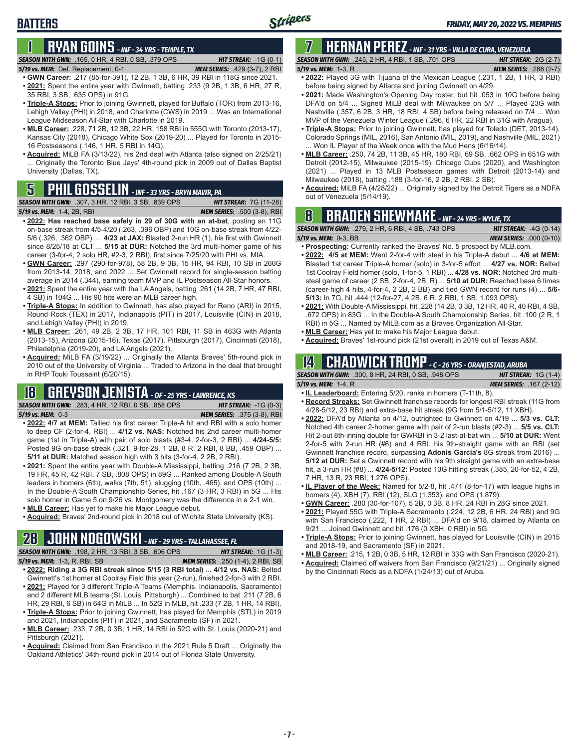# BATTERS

## 1 RYAN GOINS - INF - 34 YRS - TEMPLE, TX

**SEASON WITH GWN:** .165, 0 HR, 4 RBI, 0 SB, .379 OPS **HIT STREAK:** -1G (0-1)
**5/19 vs. MEM:** Def. Replacement, 0-1 **MEM SERIES:** .429 (3-7), 2 RBI

- **GWN Career:** .217 (85-for-391), 12 2B, 1 3B, 6 HR, 39 RBI in 118G since 2021.
- **2021:** Spent the entire year with Gwinnett, batting .233 (9 2B, 1 3B, 6 HR, 27 R, 35 RBI, 3 SB, .635 OPS) in 91G.
- **Triple-A Stops:** Prior to joining Gwinnett, played for Buffalo (TOR) from 2013-16, Lehigh Valley (PHI) in 2018, and Charlotte (CWS) in 2019 ... Was an International League Midseason All-Star with Charlotte in 2019.
- **MLB Career:** .228, 71 2B, 12 3B, 22 HR, 158 RBI in 555G with Toronto (2013-17), Kansas City (2018), Chicago White Sox (2019-20) ... Played for Toronto in 2015-16 Postseasons (.146, 1 HR, 5 RBI in 14G).
- **Acquired:** MiLB FA (3/13/22), his 2nd deal with Atlanta (also signed on 2/25/21) ... Originally the Toronto Blue Jays' 4th-round pick in 2009 out of Dallas Baptist University (Dallas, TX).

## 5 PHIL GOSSELIN - INF - 33 YRS - BRYN MAWR, PA

**SEASON WITH GWN:** .307, 3 HR, 12 RBI, 3 SB, .839 OPS **HIT STREAK:** 7G (11-28)
**5/19 vs. MEM:** 1-4, 2B, RBI **MEM SERIES:** .500 (3-8), RBI

- **2022: Has reached base safely in 29 of 30G with an at-bat**, posting an 11G on-base streak from 4/5-4/20 (.263, .396 OBP) and 10G on-base streak from 4/22-5/6 (.326, .362 OBP) ... **4/23 at JAX:** Blasted 2-run HR (1), his first with Gwinnett since 8/25/18 at CLT ... **5/15 at DUR:** Notched the 3rd multi-homer game of his career (3-for-4, 2 solo HR, #2-3, 2 RBI), first since 7/25/20 with PHI vs. MIA.
- **GWN Career:** .297 (290-for-978), 58 2B, 9 3B, 15 HR, 94 RBI, 10 SB in 266G from 2013-14, 2018, and 2022 ... Set Gwinnett record for single-season batting average in 2014 (.344), earning team MVP and IL Postseason All-Star honors.
- **2021:** Spent the entire year with the LA Angels, batting .261 (14 2B, 7 HR, 47 RBI, 4 SB) in 104G ... His 90 hits were an MLB career high.
- **Triple-A Stops:** In addition to Gwinnett, has also played for Reno (ARI) in 2015, Round Rock (TEX) in 2017, Indianapolis (PIT) in 2017, Louisville (CIN) in 2018, and Lehigh Valley (PHI) in 2019.
- **MLB Career:** .261, 49 2B, 2 3B, 17 HR, 101 RBI, 11 SB in 463G with Atlanta (2013-15), Arizona (2015-16), Texas (2017), Pittsburgh (2017), Cincinnati (2018), Philadelphia (2019-20), and LA Angels (2021).
- **Acquired:** MiLB FA (3/19/22) ... Originally the Atlanta Braves' 5th-round pick in 2010 out of the University of Virginia ... Traded to Arizona in the deal that brought in RHP Touki Toussaint (6/20/15).

## 18 GREYSON JENISTA - OF - 25 YRS - LAWRENCE, KS

**SEASON WITH GWN:** .283, 4 HR, 12 RBI, 0 SB, .858 OPS **HIT STREAK:** -1G (0-3)
**5/19 vs. MEM:** 0-3 **MEM SERIES:** .375 (3-8), RBI

- **2022: 4/7 at MEM:** Tallied his first career Triple-A hit and RBI with a solo homer to deep CF (2-for-4, RBI) ... **4/12 vs. NAS:** Notched his 2nd career multi-homer game (1st in Triple-A) with pair of solo blasts (#3-4, 2-for-3, 2 RBI) ... **4/24-5/5:** Posted 9G on-base streak (.321, 9-for-28, 1 2B, 8 R, 2 RBI, 8 BB, .459 OBP) ... **5/11 at DUR:** Matched season high with 3 hits (3-for-4, 2 2B, 2 RBI).
- **2021:** Spent the entire year with Double-A Mississippi, batting .216 (7 2B, 2 3B, 19 HR, 45 R, 42 RBI, 7 SB, .808 OPS) in 89G ... Ranked among Double-A South leaders in homers (6th), walks (7th, 51), slugging (10th, .465), and OPS (10th) ... In the Double-A South Championship Series, hit .167 (3 HR, 3 RBI) in 5G ... His solo homer in Game 5 on 9/26 vs. Montgomery was the difference in a 2-1 win.
- **MLB Career:** Has yet to make his Major League debut.
- **Acquired:** Braves' 2nd-round pick in 2018 out of Wichita State University (KS).

## 28 JOHN NOGOWSKI - INF - 29 YRS - TALLAHASSEE, FL

**SEASON WITH GWN:** .198, 2 HR, 13 RBI, 3 SB, .606 OPS **HIT STREAK:** 1G (1-3)
**5/19 vs. MEM:** 1-3, R, RBI, SB **MEM SERIES:** .250 (1-4), 2 RBI, SB

- **2022: Riding a 3G RBI streak since 5/15 (3 RBI total)** ... **4/12 vs. NAS:** Belted Gwinnett's 1st homer at Coolray Field this year (2-run), finished 2-for-3 with 2 RBI.
- **2021:** Played for 3 different Triple-A Teams (Memphis, Indianapolis, Sacramento) and 2 different MLB teams (St. Louis, Pittsburgh) ... Combined to bat .211 (7 2B, 6 HR, 29 RBI, 6 SB) in 64G in MiLB ... In 52G in MLB, hit .233 (7 2B, 1 HR, 14 RBI).
- **Triple-A Stops:** Prior to joining Gwinnett, has played for Memphis (STL) in 2019 and 2021, Indianapolis (PIT) in 2021, and Sacramento (SF) in 2021.
- **MLB Career:** .233, 7 2B, 0 3B, 1 HR, 14 RBI in 52G with St. Louis (2020-21) and Pittsburgh (2021).
- **Acquired:** Claimed from San Francisco in the 2021 Rule 5 Draft ... Originally the Oakland Athletics' 34th-round pick in 2014 out of Florida State University.

## 7 HERNAN PEREZ - INF - 31 YRS - VILLA DE CURA, VENEZUELA

**SEASON WITH GWN:** .245, 2 HR, 4 RBI, 1 SB, .701 OPS **HIT STREAK:** 2G (2-7)
**5/19 vs. MEM:** 1-3, R **MEM SERIES:** .286 (2-7)

- **2022:** Played 3G with Tijuana of the Mexican League (.231, 1 2B, 1 HR, 3 RBI) before being signed by Atlanta and joining Gwinnett on 4/29.
- **2021:** Made Washington's Opening Day roster, but hit .053 in 10G before being DFA'd on 5/4 ... Signed MiLB deal with Milwaukee on 5/7 ... Played 23G with Nashville (.357, 6 2B, 3 HR, 18 RBI, 4 SB) before being released on 7/4 ... Won MVP of the Venezuela Winter League (.296, 6 HR, 22 RBI in 31G with Aragua).
- **Triple-A Stops:** Prior to joining Gwinnett, has played for Toledo (DET, 2013-14), Colorado Springs (MIL, 2016), San Antonio (MIL, 2019), and Nashville (MIL, 2021) ... Won IL Player of the Week once with the Mud Hens (6/16/14).
- **MLB Career:** .250, 74 2B, 11 3B, 45 HR, 180 RBI, 69 SB, .662 OPS in 651G with Detroit (2012-15), Milwaukee (2015-19), Chicago Cubs (2020), and Washington (2021) ... Played in 13 MLB Postseason games with Detroit (2013-14) and Milwaukee (2018), batting .188 (3-for-16, 2 2B, 2 RBI, 2 SB).
- **Acquired:** MiLB FA (4/28/22) ... Originally signed by the Detroit Tigers as a NDFA out of Venezuela (5/14/19).

## 8 BRADEN SHEWMAKE - INF - 24 YRS - WYLIE, TX

**SEASON WITH GWN:** .279, 2 HR, 6 RBI, 4 SB, .743 OPS **HIT STREAK:** -4G (0-14)
**5/19 vs. MEM:** 0-3, BB **MEM SERIES:** .000 (0-10)

- **Prospecting:** Currently ranked the Braves' No. 5 prospect by MLB.com.
- **2022: 4/5 at MEM:** Went 2-for-4 with steal in his Triple-A debut ... **4/6 at MEM:** Blasted 1st career Triple-A homer (solo) in 3-for-5 effort ... **4/27 vs. NOR:** Belted 1st Coolray Field homer (solo, 1-for-5, 1 RBI) ... **4/28 vs. NOR:** Notched 3rd multi-steal game of career (2 SB, 2-for-4, 2B, R) ... **5/10 at DUR:** Reached base 6 times (career-high 4 hits, 4-for-4, 2 2B, 2 BB) and tied GWN record for runs (4) ... **5/6-5/13:** In 7G, hit .444 (12-for-27, 4 2B, 6 R, 2 RBI, 1 SB, 1.093 OPS).
- **2021:** With Double-A Mississippi, hit .228 (14 2B, 3 3B, 12 HR, 40 R, 40 RBI, 4 SB, .672 OPS) in 83G ... In the Double-A South Championship Series, hit .100 (2 R, 1 RBI) in 5G ... Named by MiLB.com as a Braves Organization All-Star.
- **MLB Career:** Has yet to make his Major League debut.
- **Acquired:** Braves' 1st-round pick (21st overall) in 2019 out of Texas A&M.

## 14 CHADWICK TROMP - C - 26 YRS - ORANJESTAD, ARUBA

**SEASON WITH GWN:** .300, 8 HR, 24 RBI, 0 SB, .948 OPS **HIT STREAK:** 1G (1-4)
**5/19 vs. MEM:** 1-4, R **MEM SERIES:** .167 (2-12)

- **IL Leaderboard:** Entering 5/20, ranks in homers (T-11th, 8).
- **Record Streaks:** Set Gwinnett franchise records for longest RBI streak (11G from 4/28-5/12, 23 RBI) and extra-base hit streak (9G from 5/1-5/12, 11 XBH).
- **2022:** DFA'd by Atlanta on 4/12, outrighted to Gwinnett on 4/19 ... **5/3 vs. CLT:** Notched 4th career 2-homer game with pair of 2-run blasts (#2-3) ... **5/5 vs. CLT:** Hit 2-out 8th-inning double for GWRBI in 3-2 last-at-bat win ... **5/10 at DUR:** Went 2-for-5 with 2-run HR (#6) and 4 RBI, his 9th-straight game with an RBI (set Gwinnett franchise record, surpassing **Adonis Garcia's** 8G streak from 2016) ... **5/12 at DUR:** Set a Gwinnett record with his 9th straight game with an extra-base hit, a 3-run HR (#8) ... **4/24-5/12:** Posted 13G hitting streak (.385, 20-for-52, 4 2B, 7 HR, 13 R, 23 RBI, 1.276 OPS).
- **IL Player of the Week:** Named for 5/2-8, hit .471 (8-for-17) with league highs in homers (4), XBH (7), RBI (12), SLG (1.353), and OPS (1.879).
- **GWN Career:** .280 (30-for-107), 5 2B, 0 3B, 8 HR, 24 RBI in 28G since 2021.
- **2021:** Played 55G with Triple-A Sacramento (.224, 12 2B, 6 HR, 24 RBI) and 9G with San Francisco (.222, 1 HR, 2 RBI) ... DFA'd on 9/18, claimed by Atlanta on 9/21 ... Joined Gwinnett and hit .176 (0 XBH, 0 RBI) in 5G.
- **Triple-A Stops:** Prior to joining Gwinnett, has played for Louisville (CIN) in 2015 and 2018-19, and Sacramento (SF) in 2021.
- **MLB Career:** .215, 1 2B, 0 3B, 5 HR, 12 RBI in 33G with San Francisco (2020-21).
- **Acquired:** Claimed off waivers from San Francisco (9/21/21) ... Originally signed by the Cincinnati Reds as a NDFA (1/24/13) out of Aruba.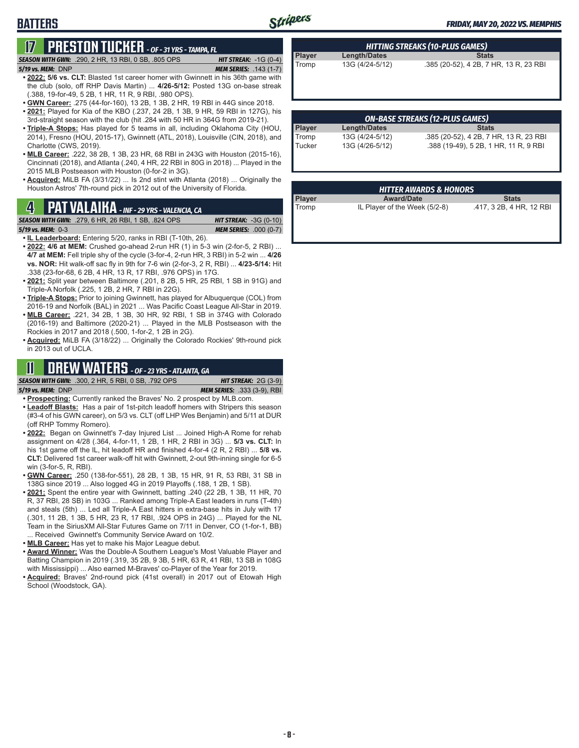# BATTERS

## 17 PRESTON TUCKER - OF - 31 YRS - TAMPA, FL

**SEASON WITH GWN:** .290, 2 HR, 13 RBI, 0 SB, .805 OPS — **HIT STREAK:** -1G (0-4)
**5/19 vs. MEM:** DNP — **MEM SERIES:** .143 (1-7)

- **2022: 5/6 vs. CLT:** Blasted 1st career homer with Gwinnett in his 36th game with the club (solo, off RHP Davis Martin) ... **4/26-5/12:** Posted 13G on-base streak (.388, 19-for-49, 5 2B, 1 HR, 11 R, 9 RBI, .980 OPS).
- **GWN Career:** .275 (44-for-160), 13 2B, 1 3B, 2 HR, 19 RBI in 44G since 2018.
- **2021:** Played for Kia of the KBO (.237, 24 2B, 1 3B, 9 HR, 59 RBI in 127G), his 3rd-straight season with the club (hit .284 with 50 HR in 364G from 2019-21).
- **Triple-A Stops:** Has played for 5 teams in all, including Oklahoma City (HOU, 2014), Fresno (HOU, 2015-17), Gwinnett (ATL, 2018), Louisville (CIN, 2018), and Charlotte (CWS, 2019).
- **MLB Career:** .222, 38 2B, 1 3B, 23 HR, 68 RBI in 243G with Houston (2015-16), Cincinnati (2018), and Atlanta (.240, 4 HR, 22 RBI in 80G in 2018) ... Played in the 2015 MLB Postseason with Houston (0-for-2 in 3G).
- **Acquired:** MiLB FA (3/31/22) ... Is 2nd stint with Atlanta (2018) ... Originally the Houston Astros' 7th-round pick in 2012 out of the University of Florida.

## 4 PAT VALAIKA - INF - 29 YRS - VALENCIA, CA

**SEASON WITH GWN:** .279, 6 HR, 26 RBI, 1 SB, .824 OPS — **HIT STREAK:** -3G (0-10)
**5/19 vs. MEM:** 0-3 — **MEM SERIES:** .000 (0-7)

- **IL Leaderboard:** Entering 5/20, ranks in RBI (T-10th, 26).
- **2022: 4/6 at MEM:** Crushed go-ahead 2-run HR (1) in 5-3 win (2-for-5, 2 RBI) ... **4/7 at MEM:** Fell triple shy of the cycle (3-for-4, 2-run HR, 3 RBI) in 5-2 win ... **4/26 vs. NOR:** Hit walk-off sac fly in 9th for 7-6 win (2-for-3, 2 R, RBI) ... **4/23-5/14:** Hit .338 (23-for-68, 6 2B, 4 HR, 13 R, 17 RBI, .976 OPS) in 17G.
- **2021:** Split year between Baltimore (.201, 8 2B, 5 HR, 25 RBI, 1 SB in 91G) and Triple-A Norfolk (.225, 1 2B, 2 HR, 7 RBI in 22G).
- **Triple-A Stops:** Prior to joining Gwinnett, has played for Albuquerque (COL) from 2016-19 and Norfolk (BAL) in 2021 ... Was Pacific Coast League All-Star in 2019.
- **MLB Career:** .221, 34 2B, 1 3B, 30 HR, 92 RBI, 1 SB in 374G with Colorado (2016-19) and Baltimore (2020-21) ... Played in the MLB Postseason with the Rockies in 2017 and 2018 (.500, 1-for-2, 1 2B in 2G).
- **Acquired:** MiLB FA (3/18/22) ... Originally the Colorado Rockies' 9th-round pick in 2013 out of UCLA.

## 11 DREW WATERS - OF - 23 YRS - ATLANTA, GA

**SEASON WITH GWN:** .300, 2 HR, 5 RBI, 0 SB, .792 OPS — **HIT STREAK:** 2G (3-9)
**5/19 vs. MEM:** DNP — **MEM SERIES:** .333 (3-9), RBI

- **Prospecting:** Currently ranked the Braves' No. 2 prospect by MLB.com.
- **Leadoff Blasts:** Has a pair of 1st-pitch leadoff homers with Stripers this season (#3-4 of his GWN career), on 5/3 vs. CLT (off LHP Wes Benjamin) and 5/11 at DUR (off RHP Tommy Romero).
- **2022:** Began on Gwinnett's 7-day Injured List ... Joined High-A Rome for rehab assignment on 4/28 (.364, 4-for-11, 1 2B, 1 HR, 2 RBI in 3G) ... **5/3 vs. CLT:** In his 1st game off the IL, hit leadoff HR and finished 4-for-4 (2 R, 2 RBI) ... **5/8 vs. CLT:** Delivered 1st career walk-off hit with Gwinnett, 2-out 9th-inning single for 6-5 win (3-for-5, R, RBI).
- **GWN Career:** .250 (138-for-551), 28 2B, 1 3B, 15 HR, 91 R, 53 RBI, 31 SB in 138G since 2019 ... Also logged 4G in 2019 Playoffs (.188, 1 2B, 1 SB).
- **2021:** Spent the entire year with Gwinnett, batting .240 (22 2B, 1 3B, 11 HR, 70 R, 37 RBI, 28 SB) in 103G ... Ranked among Triple-A East leaders in runs (T-4th) and steals (5th) ... Led all Triple-A East hitters in extra-base hits in July with 17 (.301, 11 2B, 1 3B, 5 HR, 23 R, 17 RBI, .924 OPS in 24G) ... Played for the NL Team in the SiriusXM All-Star Futures Game on 7/11 in Denver, CO (1-for-1, BB) ... Received Gwinnett's Community Service Award on 10/2.
- **MLB Career:** Has yet to make his Major League debut.
- **Award Winner:** Was the Double-A Southern League's Most Valuable Player and Batting Champion in 2019 (.319, 35 2B, 9 3B, 5 HR, 63 R, 41 RBI, 13 SB in 108G with Mississippi) ... Also earned M-Braves' co-Player of the Year for 2019.
- **Acquired:** Braves' 2nd-round pick (41st overall) in 2017 out of Etowah High School (Woodstock, GA).

### HITTING STREAKS (10-PLUS GAMES)

| Player | Length/Dates | Stats |
|---|---|---|
| Tromp | 13G (4/24-5/12) | .385 (20-52), 4 2B, 7 HR, 13 R, 23 RBI |

### ON-BASE STREAKS (12-PLUS GAMES)

| Player | Length/Dates | Stats |
|---|---|---|
| Tromp | 13G (4/24-5/12) | .385 (20-52), 4 2B, 7 HR, 13 R, 23 RBI |
| Tucker | 13G (4/26-5/12) | .388 (19-49), 5 2B, 1 HR, 11 R, 9 RBI |

### HITTER AWARDS & HONORS

| Player | Award/Date | Stats |
|---|---|---|
| Tromp | IL Player of the Week (5/2-8) | .417, 3 2B, 4 HR, 12 RBI |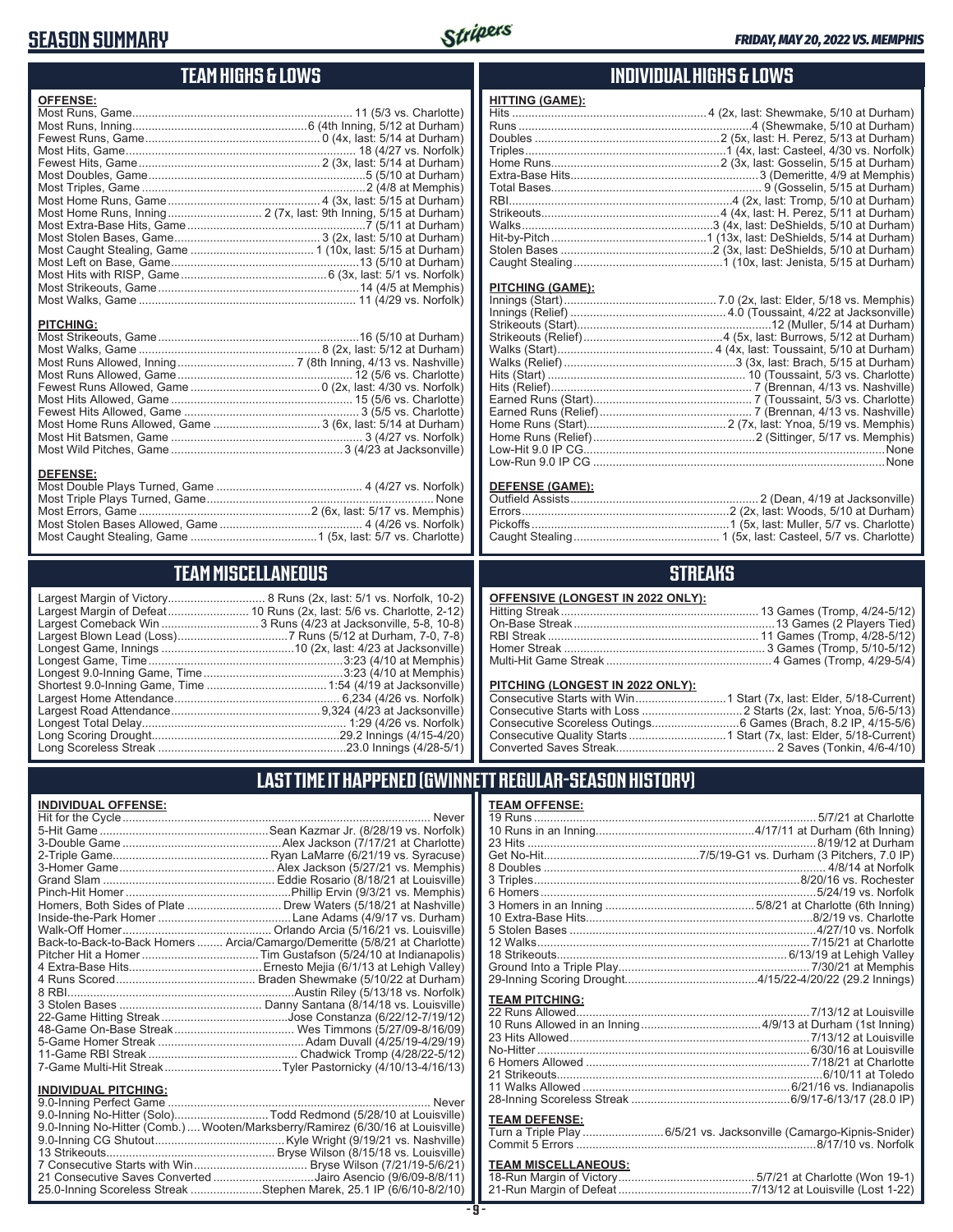# SEASON SUMMARY

*FRIDAY, MAY 20, 2022 VS. MEMPHIS*

## TEAM HIGHS & LOWS

**OFFENSE:**

| | |
|---|---|
| Most Runs, Game | 11 (5/3 vs. Charlotte) |
| Most Runs, Inning | 6 (4th Inning, 5/12 at Durham) |
| Fewest Runs, Game | 0 (4x, last: 5/14 at Durham) |
| Most Hits, Game | 18 (4/27 vs. Norfolk) |
| Fewest Hits, Game | 2 (3x, last: 5/14 at Durham) |
| Most Doubles, Game | 5 (5/10 at Durham) |
| Most Triples, Game | 2 (4/8 at Memphis) |
| Most Home Runs, Game | 4 (3x, last: 5/15 at Durham) |
| Most Home Runs, Inning | 2 (7x, last: 9th Inning, 5/15 at Durham) |
| Most Extra-Base Hits, Game | 7 (5/11 at Durham) |
| Most Stolen Bases, Game | 3 (2x, last: 5/10 at Durham) |
| Most Caught Stealing, Game | 1 (10x, last: 5/15 at Durham) |
| Most Left on Base, Game | 13 (5/10 at Durham) |
| Most Hits with RISP, Game | 6 (3x, last: 5/1 vs. Norfolk) |
| Most Strikeouts, Game | 14 (4/5 at Memphis) |
| Most Walks, Game | 11 (4/29 vs. Norfolk) |

**PITCHING:**

| | |
|---|---|
| Most Strikeouts, Game | 16 (5/10 at Durham) |
| Most Walks, Game | 8 (2x, last: 5/12 at Durham) |
| Most Runs Allowed, Inning | 7 (8th Inning, 4/13 vs. Nashville) |
| Most Runs Allowed, Game | 12 (5/6 vs. Charlotte) |
| Fewest Runs Allowed, Game | 0 (2x, last: 4/30 vs. Norfolk) |
| Most Hits Allowed, Game | 15 (5/6 vs. Charlotte) |
| Fewest Hits Allowed, Game | 3 (5/5 vs. Charlotte) |
| Most Home Runs Allowed, Game | 3 (6x, last: 5/14 at Durham) |
| Most Hit Batsmen, Game | 3 (4/27 vs. Norfolk) |
| Most Wild Pitches, Game | 3 (4/23 at Jacksonville) |

**DEFENSE:**

| | |
|---|---|
| Most Double Plays Turned, Game | 4 (4/27 vs. Norfolk) |
| Most Triple Plays Turned, Game | None |
| Most Errors, Game | 2 (6x, last: 5/17 vs. Memphis) |
| Most Stolen Bases Allowed, Game | 4 (4/26 vs. Norfolk) |
| Most Caught Stealing, Game | 1 (5x, last: 5/7 vs. Charlotte) |

## INDIVIDUAL HIGHS & LOWS

**HITTING (GAME):**

| | |
|---|---|
| Hits | 4 (2x, last: Shewmake, 5/10 at Durham) |
| Runs | 4 (Shewmake, 5/10 at Durham) |
| Doubles | 2 (5x, last: H. Perez, 5/13 at Durham) |
| Triples | 1 (4x, last: Casteel, 4/30 vs. Norfolk) |
| Home Runs | 2 (3x, last: Gosselin, 5/15 at Durham) |
| Extra-Base Hits | 3 (Demeritte, 4/9 at Memphis) |
| Total Bases | 9 (Gosselin, 5/15 at Durham) |
| RBI | 4 (2x, last: Tromp, 5/10 at Durham) |
| Strikeouts | 4 (4x, last: H. Perez, 5/11 at Durham) |
| Walks | 3 (4x, last: DeShields, 5/10 at Durham) |
| Hit-by-Pitch | 1 (13x, last: DeShields, 5/14 at Durham) |
| Stolen Bases | 2 (3x, last: DeShields, 5/10 at Durham) |
| Caught Stealing | 1 (10x, last: Jenista, 5/15 at Durham) |

**PITCHING (GAME):**

| | |
|---|---|
| Innings (Start) | 7.0 (2x, last: Elder, 5/18 vs. Memphis) |
| Innings (Relief) | 4.0 (Toussaint, 4/22 at Jacksonville) |
| Strikeouts (Start) | 12 (Muller, 5/14 at Durham) |
| Strikeouts (Relief) | 4 (5x, last: Burrows, 5/12 at Durham) |
| Walks (Start) | 4 (4x, last: Toussaint, 5/10 at Durham) |
| Walks (Relief) | 3 (3x, last: Brach, 5/15 at Durham) |
| Hits (Start) | 10 (Toussaint, 5/3 vs. Charlotte) |
| Hits (Relief) | 7 (Brennan, 4/13 vs. Nashville) |
| Earned Runs (Start) | 7 (Toussaint, 5/3 vs. Charlotte) |
| Earned Runs (Relief) | 7 (Brennan, 4/13 vs. Nashville) |
| Home Runs (Start) | 2 (7x, last: Ynoa, 5/19 vs. Memphis) |
| Home Runs (Relief) | 2 (Sittinger, 5/17 vs. Memphis) |
| Low-Hit 9.0 IP CG | None |
| Low-Run 9.0 IP CG | None |

**DEFENSE (GAME):**

| | |
|---|---|
| Outfield Assists | 2 (Dean, 4/19 at Jacksonville) |
| Errors | 2 (2x, last: Woods, 5/10 at Durham) |
| Pickoffs | 1 (5x, last: Muller, 5/7 vs. Charlotte) |
| Caught Stealing | 1 (5x, last: Casteel, 5/7 vs. Charlotte) |

## TEAM MISCELLANEOUS

| | |
|---|---|
| Largest Margin of Victory | 8 Runs (2x, last: 5/1 vs. Norfolk, 10-2) |
| Largest Margin of Defeat | 10 Runs (2x, last: 5/6 vs. Charlotte, 2-12) |
| Largest Comeback Win | 3 Runs (4/23 at Jacksonville, 5-8, 10-8) |
| Largest Blown Lead (Loss) | 7 Runs (5/12 at Durham, 7-0, 7-8) |
| Longest Game, Innings | 10 (2x, last: 4/23 at Jacksonville) |
| Longest Game, Time | 3:23 (4/10 at Memphis) |
| Longest 9.0-Inning Game, Time | 3:23 (4/10 at Memphis) |
| Shortest 9.0-Inning Game, Time | 1:54 (4/19 at Jacksonville) |
| Largest Home Attendance | 6,234 (4/26 vs. Norfolk) |
| Largest Road Attendance | 9,324 (4/23 at Jacksonville) |
| Longest Total Delay | 1:29 (4/26 vs. Norfolk) |
| Long Scoring Drought | 29.2 Innings (4/15-4/20) |
| Long Scoreless Streak | 23.0 Innings (4/28-5/1) |

## STREAKS

**OFFENSIVE (LONGEST IN 2022 ONLY):**

| | |
|---|---|
| Hitting Streak | 13 Games (Tromp, 4/24-5/12) |
| On-Base Streak | 13 Games (2 Players Tied) |
| RBI Streak | 11 Games (Tromp, 4/28-5/12) |
| Homer Streak | 3 Games (Tromp, 5/10-5/12) |
| Multi-Hit Game Streak | 4 Games (Tromp, 4/29-5/4) |

**PITCHING (LONGEST IN 2022 ONLY):**

| | |
|---|---|
| Consecutive Starts with Win | 1 Start (7x, last: Elder, 5/18-Current) |
| Consecutive Starts with Loss | 2 Starts (2x, last: Ynoa, 5/6-5/13) |
| Consecutive Scoreless Outings | 6 Games (Brach, 8.2 IP, 4/15-5/6) |
| Consecutive Quality Starts | 1 Start (7x, last: Elder, 5/18-Current) |
| Converted Saves Streak | 2 Saves (Tonkin, 4/6-4/10) |

## LAST TIME IT HAPPENED (GWINNETT REGULAR-SEASON HISTORY)

**INDIVIDUAL OFFENSE:**

| | |
|---|---|
| Hit for the Cycle | Never |
| 5-Hit Game | Sean Kazmar Jr. (8/28/19 vs. Norfolk) |
| 3-Double Game | Alex Jackson (7/17/21 at Charlotte) |
| 2-Triple Game | Ryan LaMarre (6/21/19 vs. Syracuse) |
| 3-Homer Game | Alex Jackson (5/27/21 vs. Memphis) |
| Grand Slam | Eddie Rosario (8/18/21 at Louisville) |
| Pinch-Hit Homer | Phillip Ervin (9/3/21 vs. Memphis) |
| Homers, Both Sides of Plate | Drew Waters (5/18/21 at Nashville) |
| Inside-the-Park Homer | Lane Adams (4/9/17 vs. Durham) |
| Walk-Off Homer | Orlando Arcia (5/16/21 vs. Louisville) |
| Back-to-Back-to-Back Homers | Arcia/Camargo/Demeritte (5/8/21 at Charlotte) |
| Pitcher Hit a Homer | Tim Gustafson (5/24/10 at Indianapolis) |
| 4 Extra-Base Hits | Ernesto Mejia (6/1/13 at Lehigh Valley) |
| 4 Runs Scored | Braden Shewmake (5/10/22 at Durham) |
| 8 RBI | Austin Riley (5/13/18 vs. Norfolk) |
| 3 Stolen Bases | Danny Santana (8/14/18 vs. Louisville) |
| 22-Game Hitting Streak | Jose Constanza (6/22/12-7/19/12) |
| 48-Game On-Base Streak | Wes Timmons (5/27/09-8/16/09) |
| 5-Game Homer Streak | Adam Duvall (4/25/19-4/29/19) |
| 11-Game RBI Streak | Chadwick Tromp (4/28/22-5/12) |
| 7-Game Multi-Hit Streak | Tyler Pastornicky (4/10/13-4/16/13) |

**INDIVIDUAL PITCHING:**

| | |
|---|---|
| 9.0-Inning Perfect Game | Never |
| 9.0-Inning No-Hitter (Solo) | Todd Redmond (5/28/10 at Louisville) |
| 9.0-Inning No-Hitter (Comb.) | Wooten/Marksberry/Ramirez (6/30/16 at Louisville) |
| 9.0-Inning CG Shutout | Kyle Wright (9/19/21 vs. Nashville) |
| 13 Strikeouts | Bryse Wilson (8/15/18 vs. Louisville) |
| 7 Consecutive Starts with Win | Bryse Wilson (7/21/19-5/6/21) |
| 21 Consecutive Saves Converted | Jairo Asencio (9/6/09-8/8/11) |
| 25.0-Inning Scoreless Streak | Stephen Marek, 25.1 IP (6/6/10-8/2/10) |

**TEAM OFFENSE:**

| | |
|---|---|
| 19 Runs | 5/7/21 at Charlotte |
| 10 Runs in an Inning | 4/17/11 at Durham (6th Inning) |
| 23 Hits | 8/19/12 at Durham |
| Get No-Hit | 7/5/19-G1 vs. Durham (3 Pitchers, 7.0 IP) |
| 8 Doubles | 4/8/14 at Norfolk |
| 3 Triples | 8/20/16 vs. Rochester |
| 6 Homers | 5/24/19 vs. Norfolk |
| 3 Homers in an Inning | 5/8/21 at Charlotte (6th Inning) |
| 10 Extra-Base Hits | 8/2/19 vs. Charlotte |
| 5 Stolen Bases | 4/27/10 vs. Norfolk |
| 12 Walks | 7/15/21 at Charlotte |
| 18 Strikeouts | 6/13/19 at Lehigh Valley |
| Ground Into a Triple Play | 7/30/21 at Memphis |
| 29-Inning Scoring Drought | 4/15/22-4/20/22 (29.2 Innings) |

**TEAM PITCHING:**

| | |
|---|---|
| 22 Runs Allowed | 7/13/12 at Louisville |
| 10 Runs Allowed in an Inning | 4/9/13 at Durham (1st Inning) |
| 23 Hits Allowed | 7/13/12 at Louisville |
| No-Hitter | 6/30/16 at Louisville |
| 6 Homers Allowed | 7/18/21 at Charlotte |
| 21 Strikeouts | 6/10/11 at Toledo |
| 11 Walks Allowed | 6/21/16 vs. Indianapolis |
| 28-Inning Scoreless Streak | 6/9/17-6/13/17 (28.0 IP) |

**TEAM DEFENSE:**

| | |
|---|---|
| Turn a Triple Play | 6/5/21 vs. Jacksonville (Camargo-Kipnis-Snider) |
| Commit 5 Errors | 8/17/10 vs. Norfolk |

**TEAM MISCELLANEOUS:**

| | |
|---|---|
| 18-Run Margin of Victory | 5/7/21 at Charlotte (Won 19-1) |
| 21-Run Margin of Defeat | 7/13/12 at Louisville (Lost 1-22) |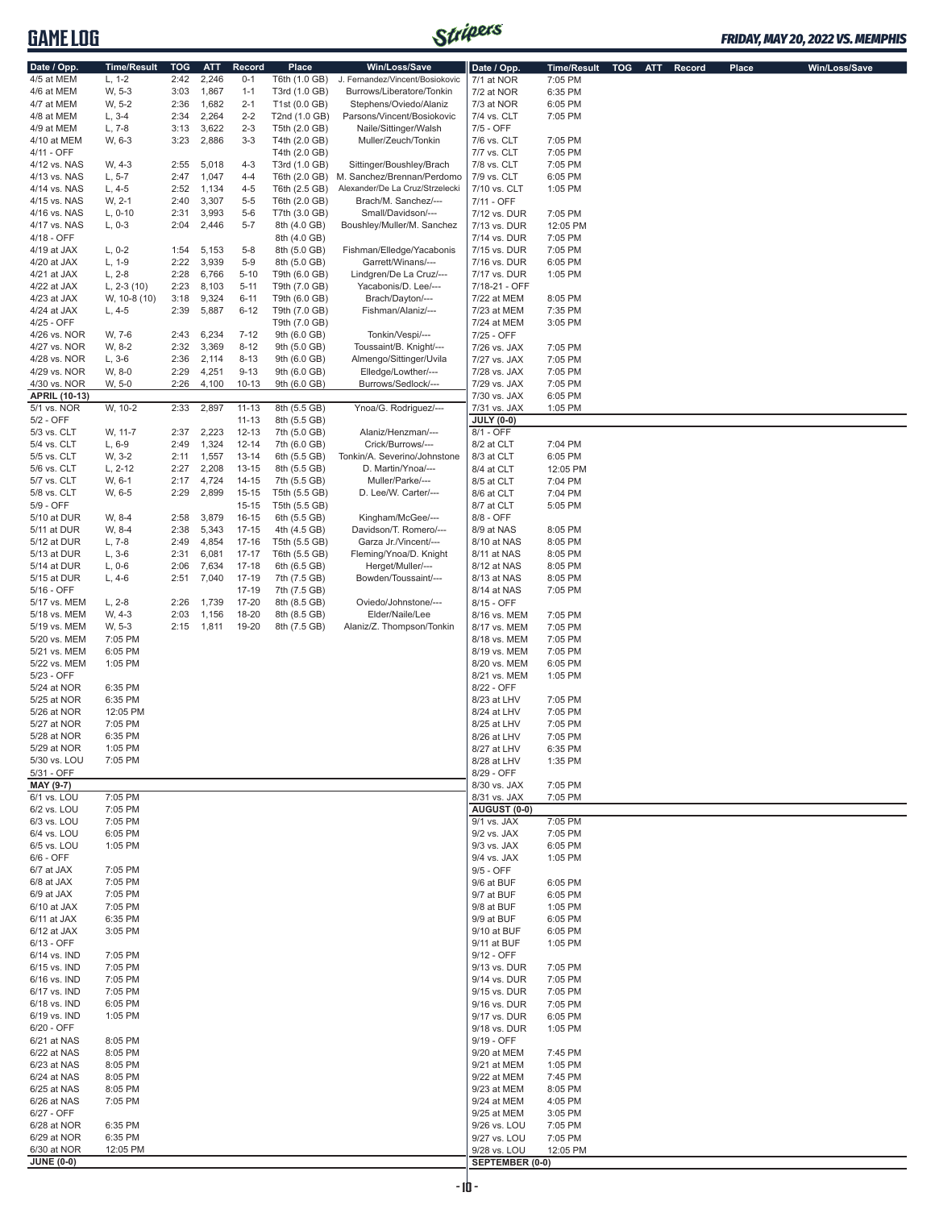## GAME LOG

**FRIDAY, MAY 20, 2022 VS. MEMPHIS**

| Date / Opp. | Time/Result | TOG | ATT | Record | Place | Win/Loss/Save |
|---|---|---|---|---|---|---|
| 4/5 at MEM | L, 1-2 | 2:42 | 2,246 | 0-1 | T6th (1.0 GB) | J. Fernandez/Vincent/Bosiokovic |
| 4/6 at MEM | W, 5-3 | 3:03 | 1,867 | 1-1 | T3rd (1.0 GB) | Burrows/Liberatore/Tonkin |
| 4/7 at MEM | W, 5-2 | 2:36 | 1,682 | 2-1 | T1st (0.0 GB) | Stephens/Oviedo/Alaniz |
| 4/8 at MEM | L, 3-4 | 2:34 | 2,264 | 2-2 | T2nd (1.0 GB) | Parsons/Vincent/Bosiokovic |
| 4/9 at MEM | L, 7-8 | 3:13 | 3,622 | 2-3 | T5th (2.0 GB) | Naile/Sittinger/Walsh |
| 4/10 at MEM | W, 6-3 | 3:23 | 2,886 | 3-3 | T4th (2.0 GB) | Muller/Zeuch/Tonkin |
| 4/11 - OFF | | | | | T4th (2.0 GB) | |
| 4/12 vs. NAS | W, 4-3 | 2:55 | 5,018 | 4-3 | T3rd (1.0 GB) | Sittinger/Boushley/Brach |
| 4/13 vs. NAS | L, 5-7 | 2:47 | 1,047 | 4-4 | T6th (2.0 GB) | M. Sanchez/Brennan/Perdomo |
| 4/14 vs. NAS | L, 4-5 | 2:52 | 1,134 | 4-5 | T6th (2.5 GB) | Alexander/De La Cruz/Strzelecki |
| 4/15 vs. NAS | W, 2-1 | 2:40 | 3,307 | 5-5 | T6th (2.0 GB) | Brach/M. Sanchez/--- |
| 4/16 vs. NAS | L, 0-10 | 2:31 | 3,993 | 5-6 | T7th (3.0 GB) | Small/Davidson/--- |
| 4/17 vs. NAS | L, 0-3 | 2:04 | 2,446 | 5-7 | 8th (4.0 GB) | Boushley/Muller/M. Sanchez |
| 4/18 - OFF | | | | | 8th (4.0 GB) | |
| 4/19 at JAX | L, 0-2 | 1:54 | 5,153 | 5-8 | 8th (5.0 GB) | Fishman/Elledge/Yacabonis |
| 4/20 at JAX | L, 1-9 | 2:22 | 3,939 | 5-9 | 8th (5.0 GB) | Garrett/Winans/--- |
| 4/21 at JAX | L, 2-8 | 2:28 | 6,766 | 5-10 | T9th (6.0 GB) | Lindgren/De La Cruz/--- |
| 4/22 at JAX | L, 2-3 (10) | 2:23 | 8,103 | 5-11 | T9th (7.0 GB) | Yacabonis/D. Lee/--- |
| 4/23 at JAX | W, 10-8 (10) | 3:18 | 9,324 | 6-11 | T9th (6.0 GB) | Brach/Dayton/--- |
| 4/24 at JAX | L, 4-5 | 2:39 | 5,887 | 6-12 | T9th (7.0 GB) | Fishman/Alaniz/--- |
| 4/25 - OFF | | | | | T9th (7.0 GB) | |
| 4/26 vs. NOR | W, 7-6 | 2:43 | 6,234 | 7-12 | 9th (6.0 GB) | Tonkin/Vespi/--- |
| 4/27 vs. NOR | W, 8-2 | 2:32 | 3,369 | 8-12 | 9th (5.0 GB) | Toussaint/B. Knight/--- |
| 4/28 vs. NOR | L, 3-6 | 2:36 | 2,114 | 8-13 | 9th (6.0 GB) | Almengo/Sittinger/Uvila |
| 4/29 vs. NOR | W, 8-0 | 2:29 | 4,251 | 9-13 | 9th (6.0 GB) | Elledge/Lowther/--- |
| 4/30 vs. NOR | W, 5-0 | 2:26 | 4,100 | 10-13 | 9th (6.0 GB) | Burrows/Sedlock/--- |
| **APRIL (10-13)** | | | | | | |
| 5/1 vs. NOR | W, 10-2 | 2:33 | 2,897 | 11-13 | 8th (5.5 GB) | Ynoa/G. Rodriguez/--- |
| 5/2 - OFF | | | | 11-13 | 8th (5.5 GB) | |
| 5/3 vs. CLT | W, 11-7 | 2:37 | 2,223 | 12-13 | 7th (5.0 GB) | Alaniz/Henzman/--- |
| 5/4 vs. CLT | L, 6-9 | 2:49 | 1,324 | 12-14 | 7th (6.0 GB) | Crick/Burrows/--- |
| 5/5 vs. CLT | W, 3-2 | 2:11 | 1,557 | 13-14 | 6th (5.5 GB) | Tonkin/A. Severino/Johnstone |
| 5/6 vs. CLT | L, 2-12 | 2:27 | 2,208 | 13-15 | 8th (5.5 GB) | D. Martin/Ynoa/--- |
| 5/7 vs. CLT | W, 6-1 | 2:17 | 4,724 | 14-15 | 7th (5.5 GB) | Muller/Parke/--- |
| 5/8 vs. CLT | W, 6-5 | 2:29 | 2,899 | 15-15 | T5th (5.5 GB) | D. Lee/W. Carter/--- |
| 5/9 - OFF | | | | 15-15 | T5th (5.5 GB) | |
| 5/10 at DUR | W, 8-4 | 2:58 | 3,879 | 16-15 | 6th (5.5 GB) | Kingham/McGee/--- |
| 5/11 at DUR | W, 8-4 | 2:38 | 5,343 | 17-15 | 4th (4.5 GB) | Davidson/T. Romero/--- |
| 5/12 at DUR | L, 7-8 | 2:49 | 4,854 | 17-16 | T5th (5.5 GB) | Garza Jr./Vincent/--- |
| 5/13 at DUR | L, 3-6 | 2:31 | 6,081 | 17-17 | T6th (5.5 GB) | Fleming/Ynoa/D. Knight |
| 5/14 at DUR | L, 0-6 | 2:06 | 7,634 | 17-18 | 6th (6.5 GB) | Herget/Muller/--- |
| 5/15 at DUR | L, 4-6 | 2:51 | 7,040 | 17-19 | 7th (7.5 GB) | Bowden/Toussaint/--- |
| 5/16 - OFF | | | | 17-19 | 7th (7.5 GB) | |
| 5/17 vs. MEM | L, 2-8 | 2:26 | 1,739 | 17-20 | 8th (8.5 GB) | Oviedo/Johnstone/--- |
| 5/18 vs. MEM | W, 4-3 | 2:03 | 1,156 | 18-20 | 8th (8.5 GB) | Elder/Naile/Lee |
| 5/19 vs. MEM | W, 5-3 | 2:15 | 1,811 | 19-20 | 8th (7.5 GB) | Alaniz/Z. Thompson/Tonkin |
| 5/20 vs. MEM | 7:05 PM | | | | | |
| 5/21 vs. MEM | 6:05 PM | | | | | |
| 5/22 vs. MEM | 1:05 PM | | | | | |
| 5/23 - OFF | | | | | | |
| 5/24 at NOR | 6:35 PM | | | | | |
| 5/25 at NOR | 6:35 PM | | | | | |
| 5/26 at NOR | 12:05 PM | | | | | |
| 5/27 at NOR | 7:05 PM | | | | | |
| 5/28 at NOR | 6:35 PM | | | | | |
| 5/29 at NOR | 1:05 PM | | | | | |
| 5/30 vs. LOU | 7:05 PM | | | | | |
| 5/31 - OFF | | | | | | |
| **MAY (9-7)** | | | | | | |
| 6/1 vs. LOU | 7:05 PM | | | | | |
| 6/2 vs. LOU | 7:05 PM | | | | | |
| 6/3 vs. LOU | 7:05 PM | | | | | |
| 6/4 vs. LOU | 6:05 PM | | | | | |
| 6/5 vs. LOU | 1:05 PM | | | | | |
| 6/6 - OFF | | | | | | |
| 6/7 at JAX | 7:05 PM | | | | | |
| 6/8 at JAX | 7:05 PM | | | | | |
| 6/9 at JAX | 7:05 PM | | | | | |
| 6/10 at JAX | 7:05 PM | | | | | |
| 6/11 at JAX | 6:35 PM | | | | | |
| 6/12 at JAX | 3:05 PM | | | | | |
| 6/13 - OFF | | | | | | |
| 6/14 vs. IND | 7:05 PM | | | | | |
| 6/15 vs. IND | 7:05 PM | | | | | |
| 6/16 vs. IND | 7:05 PM | | | | | |
| 6/17 vs. IND | 7:05 PM | | | | | |
| 6/18 vs. IND | 6:05 PM | | | | | |
| 6/19 vs. IND | 1:05 PM | | | | | |
| 6/20 - OFF | | | | | | |
| 6/21 at NAS | 8:05 PM | | | | | |
| 6/22 at NAS | 8:05 PM | | | | | |
| 6/23 at NAS | 8:05 PM | | | | | |
| 6/24 at NAS | 8:05 PM | | | | | |
| 6/25 at NAS | 8:05 PM | | | | | |
| 6/26 at NAS | 7:05 PM | | | | | |
| 6/27 - OFF | | | | | | |
| 6/28 at NOR | 6:35 PM | | | | | |
| 6/29 at NOR | 6:35 PM | | | | | |
| 6/30 at NOR | 12:05 PM | | | | | |
| **JUNE (0-0)** | | | | | | |

| Date / Opp. | Time/Result | TOG | ATT | Record | Place | Win/Loss/Save |
|---|---|---|---|---|---|---|
| 7/1 at NOR | 7:05 PM | | | | | |
| 7/2 at NOR | 6:35 PM | | | | | |
| 7/3 at NOR | 6:05 PM | | | | | |
| 7/4 vs. CLT | 7:05 PM | | | | | |
| 7/5 - OFF | | | | | | |
| 7/6 vs. CLT | 7:05 PM | | | | | |
| 7/7 vs. CLT | 7:05 PM | | | | | |
| 7/8 vs. CLT | 7:05 PM | | | | | |
| 7/9 vs. CLT | 6:05 PM | | | | | |
| 7/10 vs. CLT | 1:05 PM | | | | | |
| 7/11 - OFF | | | | | | |
| 7/12 vs. DUR | 7:05 PM | | | | | |
| 7/13 vs. DUR | 12:05 PM | | | | | |
| 7/14 vs. DUR | 7:05 PM | | | | | |
| 7/15 vs. DUR | 7:05 PM | | | | | |
| 7/16 vs. DUR | 6:05 PM | | | | | |
| 7/17 vs. DUR | 1:05 PM | | | | | |
| 7/18-21 - OFF | | | | | | |
| 7/22 at MEM | 8:05 PM | | | | | |
| 7/23 at MEM | 7:35 PM | | | | | |
| 7/24 at MEM | 3:05 PM | | | | | |
| 7/25 - OFF | | | | | | |
| 7/26 vs. JAX | 7:05 PM | | | | | |
| 7/27 vs. JAX | 7:05 PM | | | | | |
| 7/28 vs. JAX | 7:05 PM | | | | | |
| 7/29 vs. JAX | 7:05 PM | | | | | |
| 7/30 vs. JAX | 6:05 PM | | | | | |
| 7/31 vs. JAX | 1:05 PM | | | | | |
| **JULY (0-0)** | | | | | | |
| 8/1 - OFF | | | | | | |
| 8/2 at CLT | 7:04 PM | | | | | |
| 8/3 at CLT | 6:05 PM | | | | | |
| 8/4 at CLT | 12:05 PM | | | | | |
| 8/5 at CLT | 7:04 PM | | | | | |
| 8/6 at CLT | 7:04 PM | | | | | |
| 8/7 at CLT | 5:05 PM | | | | | |
| 8/8 - OFF | | | | | | |
| 8/9 at NAS | 8:05 PM | | | | | |
| 8/10 at NAS | 8:05 PM | | | | | |
| 8/11 at NAS | 8:05 PM | | | | | |
| 8/12 at NAS | 8:05 PM | | | | | |
| 8/13 at NAS | 8:05 PM | | | | | |
| 8/14 at NAS | 7:05 PM | | | | | |
| 8/15 - OFF | | | | | | |
| 8/16 vs. MEM | 7:05 PM | | | | | |
| 8/17 vs. MEM | 7:05 PM | | | | | |
| 8/18 vs. MEM | 7:05 PM | | | | | |
| 8/19 vs. MEM | 7:05 PM | | | | | |
| 8/20 vs. MEM | 6:05 PM | | | | | |
| 8/21 vs. MEM | 1:05 PM | | | | | |
| 8/22 - OFF | | | | | | |
| 8/23 at LHV | 7:05 PM | | | | | |
| 8/24 at LHV | 7:05 PM | | | | | |
| 8/25 at LHV | 7:05 PM | | | | | |
| 8/26 at LHV | 7:05 PM | | | | | |
| 8/27 at LHV | 6:35 PM | | | | | |
| 8/28 at LHV | 1:35 PM | | | | | |
| 8/29 - OFF | | | | | | |
| 8/30 vs. JAX | 7:05 PM | | | | | |
| 8/31 vs. JAX | 7:05 PM | | | | | |
| **AUGUST (0-0)** | | | | | | |
| 9/1 vs. JAX | 7:05 PM | | | | | |
| 9/2 vs. JAX | 7:05 PM | | | | | |
| 9/3 vs. JAX | 6:05 PM | | | | | |
| 9/4 vs. JAX | 1:05 PM | | | | | |
| 9/5 - OFF | | | | | | |
| 9/6 at BUF | 6:05 PM | | | | | |
| 9/7 at BUF | 6:05 PM | | | | | |
| 9/8 at BUF | 1:05 PM | | | | | |
| 9/9 at BUF | 6:05 PM | | | | | |
| 9/10 at BUF | 6:05 PM | | | | | |
| 9/11 at BUF | 1:05 PM | | | | | |
| 9/12 - OFF | | | | | | |
| 9/13 vs. DUR | 7:05 PM | | | | | |
| 9/14 vs. DUR | 7:05 PM | | | | | |
| 9/15 vs. DUR | 7:05 PM | | | | | |
| 9/16 vs. DUR | 7:05 PM | | | | | |
| 9/17 vs. DUR | 6:05 PM | | | | | |
| 9/18 vs. DUR | 1:05 PM | | | | | |
| 9/19 - OFF | | | | | | |
| 9/20 at MEM | 7:45 PM | | | | | |
| 9/21 at MEM | 1:05 PM | | | | | |
| 9/22 at MEM | 7:45 PM | | | | | |
| 9/23 at MEM | 8:05 PM | | | | | |
| 9/24 at MEM | 4:05 PM | | | | | |
| 9/25 at MEM | 3:05 PM | | | | | |
| 9/26 vs. LOU | 7:05 PM | | | | | |
| 9/27 vs. LOU | 7:05 PM | | | | | |
| 9/28 vs. LOU | 12:05 PM | | | | | |
| **SEPTEMBER (0-0)** | | | | | | |